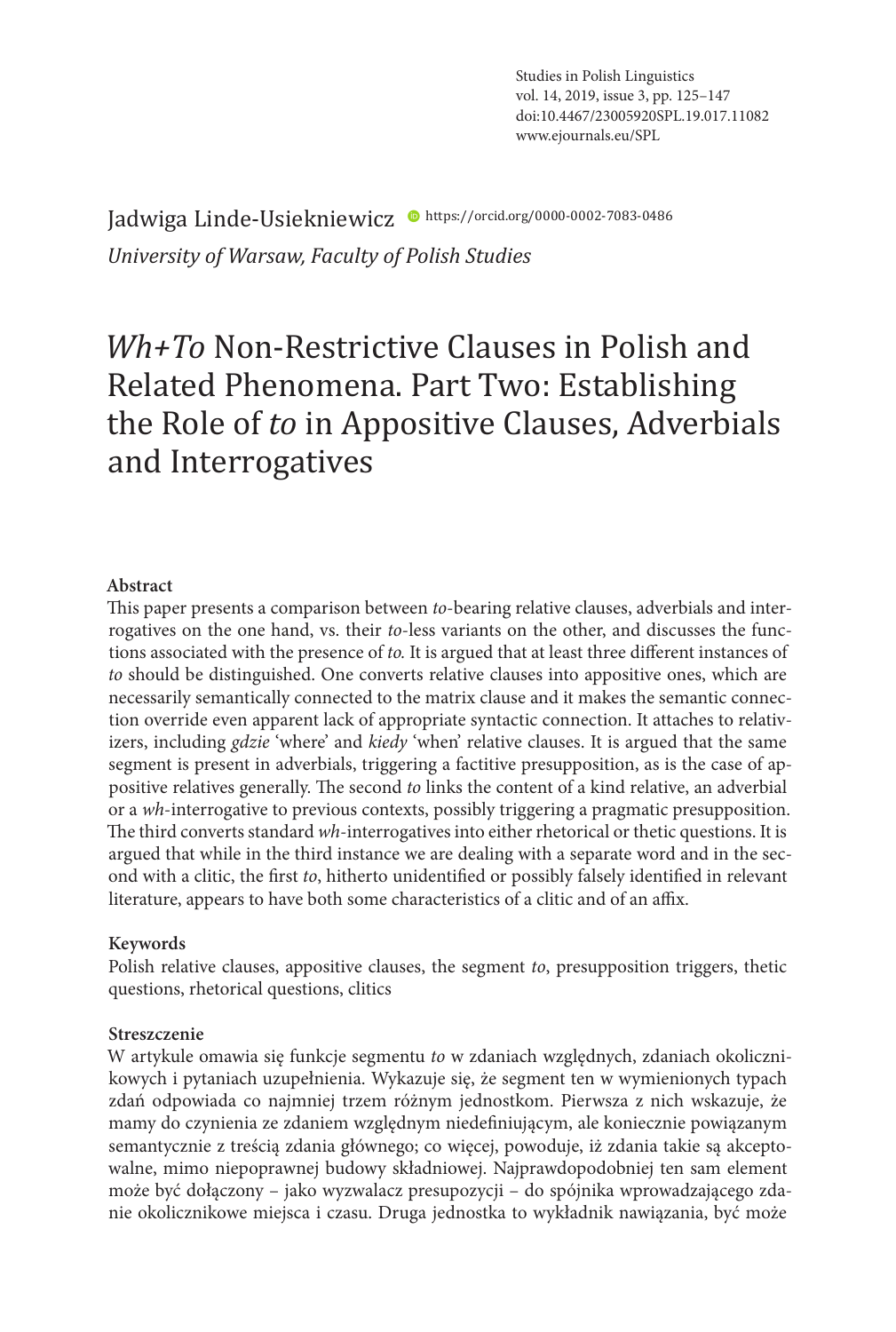Studies in Polish Linguistics
vol. 14, 2019, issue 3, pp. 125–147
doi:10.4467/23005920SPL.19.017.11082
www.ejournals.eu/SPL

Jadwiga Linde-Usiekniewicz https://orcid.org/0000-0002-7083-0486

*University of Warsaw, Faculty of Polish Studies*

# *Wh+To* Non-Restrictive Clauses in Polish and Related Phenomena. Part Two: Establishing the Role of *to* in Appositive Clauses, Adverbials and Interrogatives

**Abstract**

This paper presents a comparison between *to*-bearing relative clauses, adverbials and interrogatives on the one hand, vs. their *to*-less variants on the other, and discusses the functions associated with the presence of *to.* It is argued that at least three different instances of *to* should be distinguished. One converts relative clauses into appositive ones, which are necessarily semantically connected to the matrix clause and it makes the semantic connection override even apparent lack of appropriate syntactic connection. It attaches to relativizers, including *gdzie* 'where' and *kiedy* 'when' relative clauses. It is argued that the same segment is present in adverbials, triggering a factitive presupposition, as is the case of appositive relatives generally. The second *to* links the content of a kind relative, an adverbial or a *wh*-interrogative to previous contexts, possibly triggering a pragmatic presupposition. The third converts standard *wh*-interrogatives into either rhetorical or thetic questions. It is argued that while in the third instance we are dealing with a separate word and in the second with a clitic, the first *to*, hitherto unidentified or possibly falsely identified in relevant literature, appears to have both some characteristics of a clitic and of an affix.

**Keywords**

Polish relative clauses, appositive clauses, the segment *to*, presupposition triggers, thetic questions, rhetorical questions, clitics

**Streszczenie**

W artykule omawia się funkcje segmentu *to* w zdaniach względnych, zdaniach okolicznikowych i pytaniach uzupełnienia. Wykazuje się, że segment ten w wymienionych typach zdań odpowiada co najmniej trzem różnym jednostkom. Pierwsza z nich wskazuje, że mamy do czynienia ze zdaniem względnym niedefiniującym, ale koniecznie powiązanym semantycznie z treścią zdania głównego; co więcej, powoduje, iż zdania takie są akceptowalne, mimo niepoprawnej budowy składniowej. Najprawdopodobniej ten sam element może być dołączony – jako wyzwalacz presupozycji – do spójnika wprowadzającego zdanie okolicznikowe miejsca i czasu. Druga jednostka to wykładnik nawiązania, być może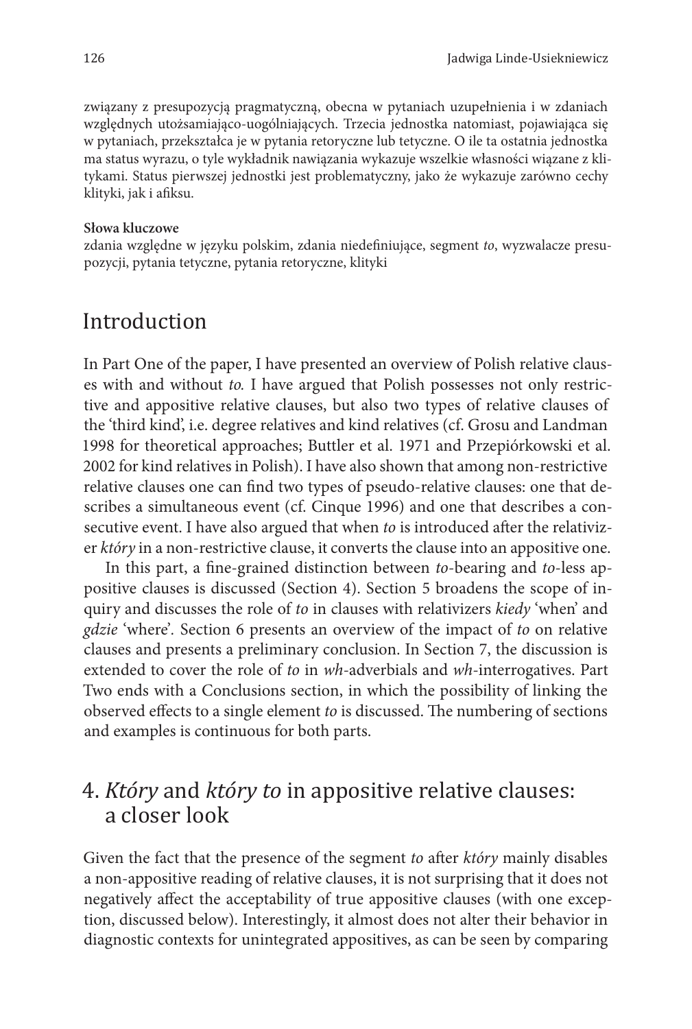związany z presupozycją pragmatyczną, obecna w pytaniach uzupełnienia i w zdaniach względnych utożsamiająco-uogólniających. Trzecia jednostka natomiast, pojawiająca się w pytaniach, przekształca je w pytania retoryczne lub tetyczne. O ile ta ostatnia jednostka ma status wyrazu, o tyle wykładnik nawiązania wykazuje wszelkie własności wiązane z klitykami. Status pierwszej jednostki jest problematyczny, jako że wykazuje zarówno cechy klityki, jak i afiksu.

**Słowa kluczowe**

zdania względne w języku polskim, zdania niedefiniujące, segment *to*, wyzwalacze presupozycji, pytania tetyczne, pytania retoryczne, klityki

## Introduction

In Part One of the paper, I have presented an overview of Polish relative clauses with and without *to*. I have argued that Polish possesses not only restrictive and appositive relative clauses, but also two types of relative clauses of the 'third kind', i.e. degree relatives and kind relatives (cf. Grosu and Landman 1998 for theoretical approaches; Buttler et al. 1971 and Przepiórkowski et al. 2002 for kind relatives in Polish). I have also shown that among non-restrictive relative clauses one can find two types of pseudo-relative clauses: one that describes a simultaneous event (cf. Cinque 1996) and one that describes a consecutive event. I have also argued that when *to* is introduced after the relativizer *który* in a non-restrictive clause, it converts the clause into an appositive one.

In this part, a fine-grained distinction between *to*-bearing and *to*-less appositive clauses is discussed (Section 4). Section 5 broadens the scope of inquiry and discusses the role of *to* in clauses with relativizers *kiedy* 'when' and *gdzie* 'where'. Section 6 presents an overview of the impact of *to* on relative clauses and presents a preliminary conclusion. In Section 7, the discussion is extended to cover the role of *to* in *wh*-adverbials and *wh*-interrogatives. Part Two ends with a Conclusions section, in which the possibility of linking the observed effects to a single element *to* is discussed. The numbering of sections and examples is continuous for both parts.

## 4. *Który* and *który to* in appositive relative clauses: a closer look

Given the fact that the presence of the segment *to* after *który* mainly disables a non-appositive reading of relative clauses, it is not surprising that it does not negatively affect the acceptability of true appositive clauses (with one exception, discussed below). Interestingly, it almost does not alter their behavior in diagnostic contexts for unintegrated appositives, as can be seen by comparing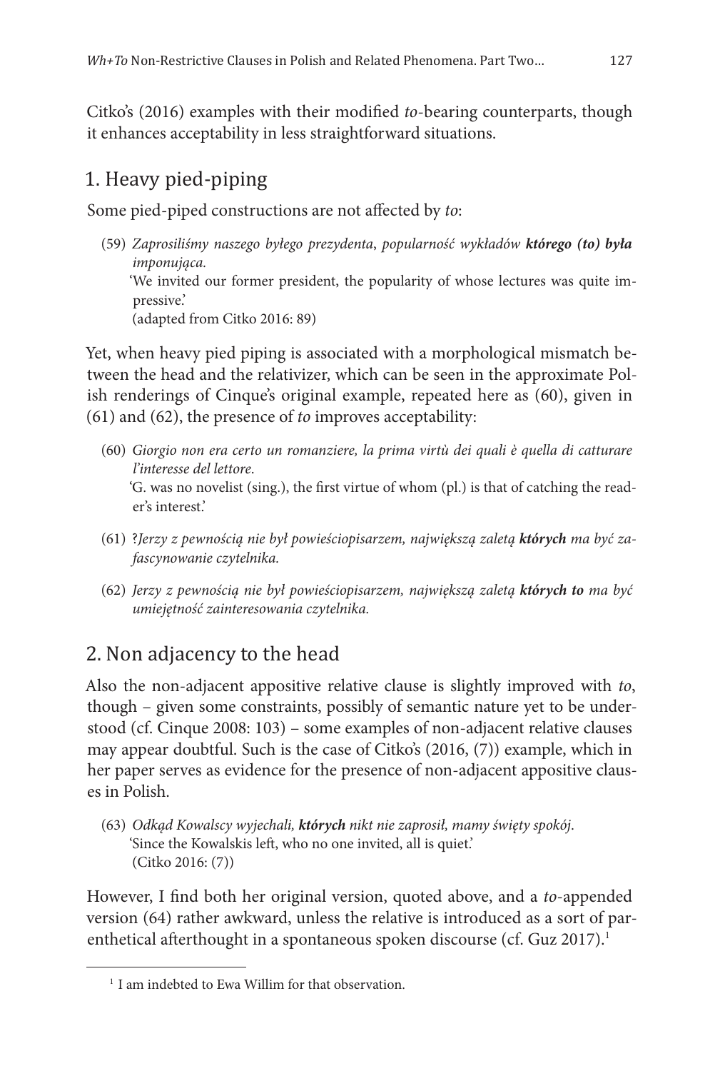Citko's (2016) examples with their modified *to*-bearing counterparts, though it enhances acceptability in less straightforward situations.

## 1. Heavy pied-piping

Some pied-piped constructions are not affected by *to*:

(59) *Zaprosiliśmy naszego byłego prezydenta, popularność wykładów* ***którego (to) była*** *imponująca.*
'We invited our former president, the popularity of whose lectures was quite impressive.'
(adapted from Citko 2016: 89)

Yet, when heavy pied piping is associated with a morphological mismatch between the head and the relativizer, which can be seen in the approximate Polish renderings of Cinque's original example, repeated here as (60), given in (61) and (62), the presence of *to* improves acceptability:

(60) *Giorgio non era certo un romanziere, la prima virtù dei quali è quella di catturare l'interesse del lettore.*
'G. was no novelist (sing.), the first virtue of whom (pl.) is that of catching the reader's interest.'

(61) ?*Jerzy z pewnością nie był powieściopisarzem, największą zaletą* ***których*** *ma być zafascynowanie czytelnika.*

(62) *Jerzy z pewnością nie był powieściopisarzem, największą zaletą* ***których to*** *ma być umiejętność zainteresowania czytelnika.*

## 2. Non adjacency to the head

Also the non-adjacent appositive relative clause is slightly improved with *to*, though – given some constraints, possibly of semantic nature yet to be understood (cf. Cinque 2008: 103) – some examples of non-adjacent relative clauses may appear doubtful. Such is the case of Citko's (2016, (7)) example, which in her paper serves as evidence for the presence of non-adjacent appositive clauses in Polish.

(63) *Odkąd Kowalscy wyjechali,* ***których*** *nikt nie zaprosił, mamy święty spokój.*
'Since the Kowalskis left, who no one invited, all is quiet.'
(Citko 2016: (7))

However, I find both her original version, quoted above, and a *to*-appended version (64) rather awkward, unless the relative is introduced as a sort of parenthetical afterthought in a spontaneous spoken discourse (cf. Guz 2017).[1]

[1] I am indebted to Ewa Willim for that observation.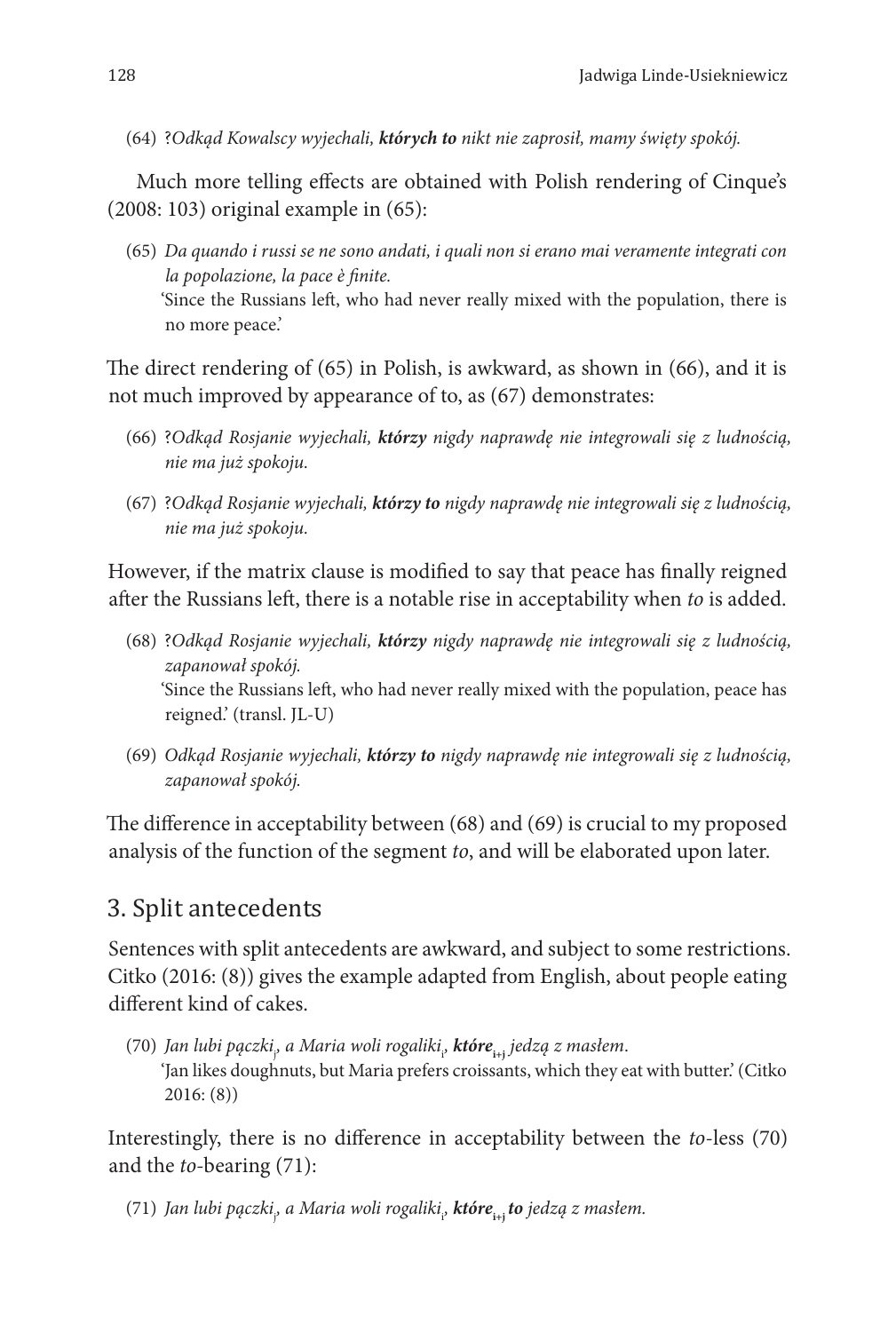(64) ?*Odkąd Kowalscy wyjechali, **których to** nikt nie zaprosił, mamy święty spokój.*

Much more telling effects are obtained with Polish rendering of Cinque's (2008: 103) original example in (65):

(65) *Da quando i russi se ne sono andati, i quali non si erano mai veramente integrati con la popolazione, la pace è finite.*
'Since the Russians left, who had never really mixed with the population, there is no more peace.'

The direct rendering of (65) in Polish, is awkward, as shown in (66), and it is not much improved by appearance of to, as (67) demonstrates:

(66) ?*Odkąd Rosjanie wyjechali, **którzy** nigdy naprawdę nie integrowali się z ludnością, nie ma już spokoju.*

(67) ?*Odkąd Rosjanie wyjechali, **którzy to** nigdy naprawdę nie integrowali się z ludnością, nie ma już spokoju.*

However, if the matrix clause is modified to say that peace has finally reigned after the Russians left, there is a notable rise in acceptability when *to* is added.

(68) ?*Odkąd Rosjanie wyjechali, **którzy** nigdy naprawdę nie integrowali się z ludnością, zapanował spokój.*
'Since the Russians left, who had never really mixed with the population, peace has reigned.' (transl. JL-U)

(69) *Odkąd Rosjanie wyjechali, **którzy to** nigdy naprawdę nie integrowali się z ludnością, zapanował spokój.*

The difference in acceptability between (68) and (69) is crucial to my proposed analysis of the function of the segment *to*, and will be elaborated upon later.

## 3. Split antecedents

Sentences with split antecedents are awkward, and subject to some restrictions. Citko (2016: (8)) gives the example adapted from English, about people eating different kind of cakes.

(70) *Jan lubi pączki$_j$, a Maria woli rogaliki$_i$, **które**$_{i+j}$ jedzą z masłem.*
'Jan likes doughnuts, but Maria prefers croissants, which they eat with butter.' (Citko 2016: (8))

Interestingly, there is no difference in acceptability between the *to*-less (70) and the *to*-bearing (71):

(71) *Jan lubi pączki$_j$, a Maria woli rogaliki$_i$, **które**$_{i+j}$ **to** jedzą z masłem.*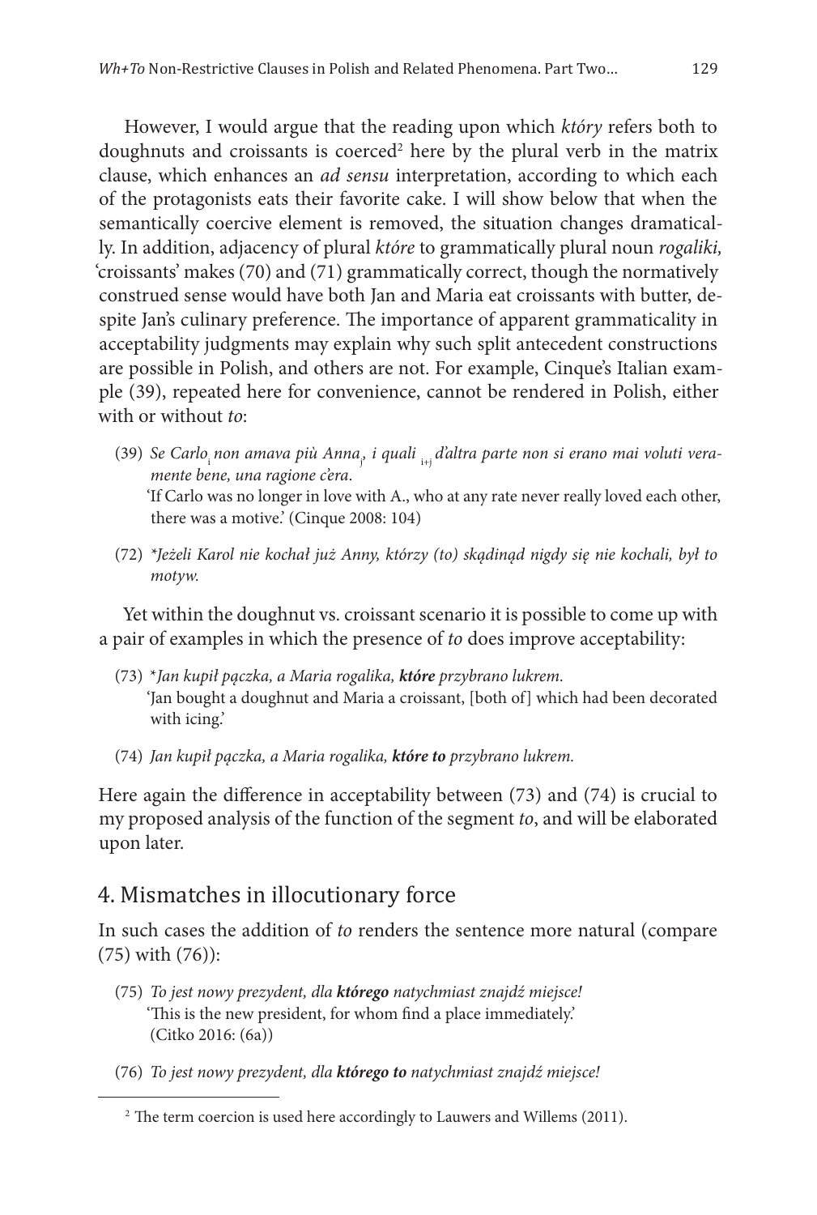However, I would argue that the reading upon which *który* refers both to doughnuts and croissants is coerced[2] here by the plural verb in the matrix clause, which enhances an *ad sensu* interpretation, according to which each of the protagonists eats their favorite cake. I will show below that when the semantically coercive element is removed, the situation changes dramatically. In addition, adjacency of plural *które* to grammatically plural noun *rogaliki*, 'croissants' makes (70) and (71) grammatically correct, though the normatively construed sense would have both Jan and Maria eat croissants with butter, despite Jan's culinary preference. The importance of apparent grammaticality in acceptability judgments may explain why such split antecedent constructions are possible in Polish, and others are not. For example, Cinque's Italian example (39), repeated here for convenience, cannot be rendered in Polish, either with or without *to*:

(39) *Se Carlo$_i$ non amava più Anna$_j$, i quali $_{i+j}$ d'altra parte non si erano mai voluti veramente bene, una ragione c'era.*
'If Carlo was no longer in love with A., who at any rate never really loved each other, there was a motive.' (Cinque 2008: 104)

(72) *\*Jeżeli Karol nie kochał już Anny, którzy (to) skądinąd nigdy się nie kochali, był to motyw.*

Yet within the doughnut vs. croissant scenario it is possible to come up with a pair of examples in which the presence of *to* does improve acceptability:

(73) \**Jan kupił pączka, a Maria rogalika, **które** przybrano lukrem.*
'Jan bought a doughnut and Maria a croissant, [both of] which had been decorated with icing.'

(74) *Jan kupił pączka, a Maria rogalika, **które to** przybrano lukrem.*

Here again the difference in acceptability between (73) and (74) is crucial to my proposed analysis of the function of the segment *to*, and will be elaborated upon later.

## 4. Mismatches in illocutionary force

In such cases the addition of *to* renders the sentence more natural (compare (75) with (76)):

(75) *To jest nowy prezydent, dla **którego** natychmiast znajdź miejsce!*
'This is the new president, for whom find a place immediately.'
(Citko 2016: (6a))

(76) *To jest nowy prezydent, dla **którego to** natychmiast znajdź miejsce!*

[2] The term coercion is used here accordingly to Lauwers and Willems (2011).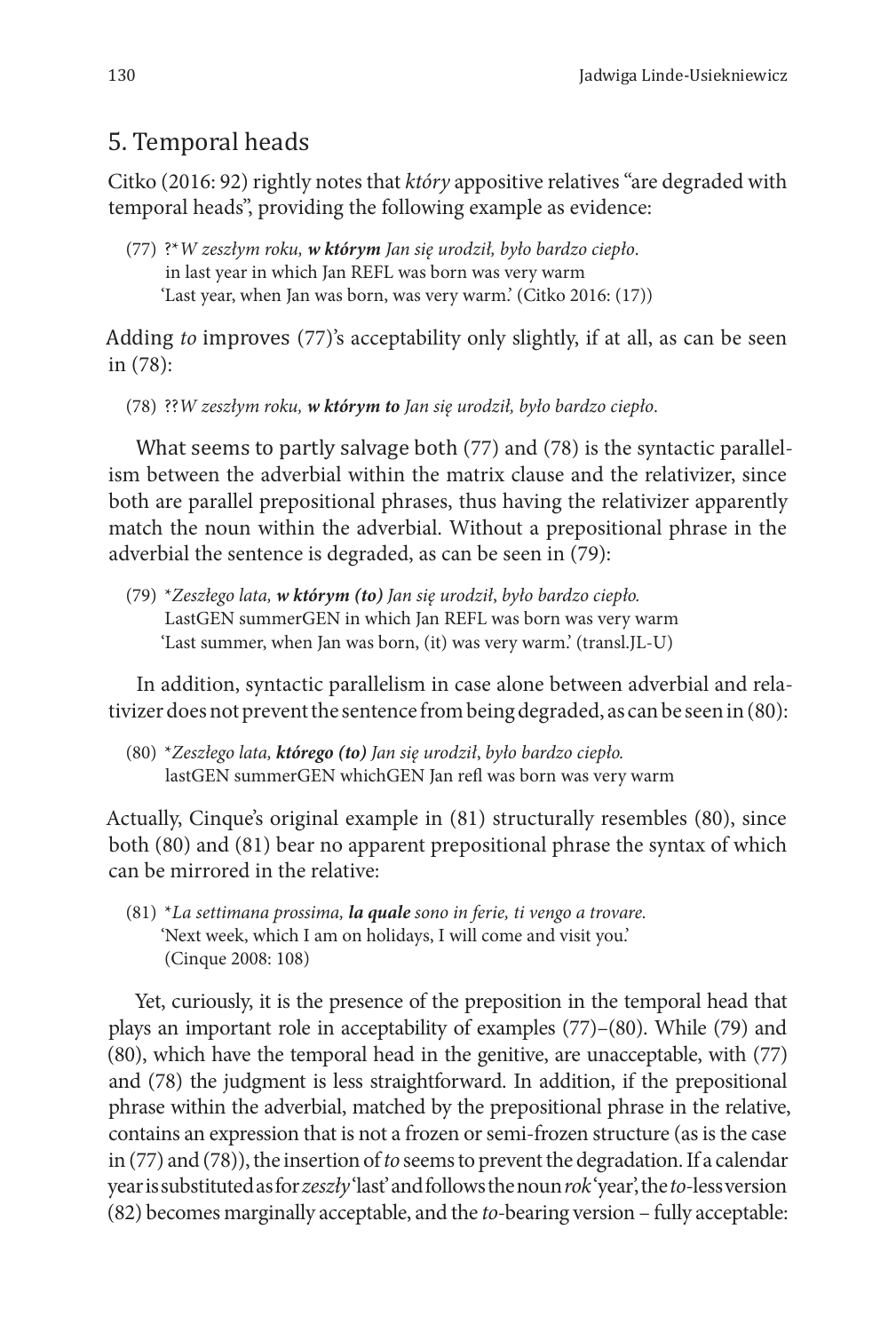## 5. Temporal heads

Citko (2016: 92) rightly notes that *który* appositive relatives "are degraded with temporal heads", providing the following example as evidence:

(77) ?\**W zeszłym roku, **w którym** Jan się urodził, było bardzo ciepło.*
in last year in which Jan REFL was born was very warm
'Last year, when Jan was born, was very warm.' (Citko 2016: (17))

Adding *to* improves (77)'s acceptability only slightly, if at all, as can be seen in (78):

(78) ??*W zeszłym roku, **w którym to** Jan się urodził, było bardzo ciepło.*

What seems to partly salvage both (77) and (78) is the syntactic parallelism between the adverbial within the matrix clause and the relativizer, since both are parallel prepositional phrases, thus having the relativizer apparently match the noun within the adverbial. Without a prepositional phrase in the adverbial the sentence is degraded, as can be seen in (79):

(79) \**Zeszłego lata, **w którym (to)** Jan się urodził, było bardzo ciepło.*
LastGEN summerGEN in which Jan REFL was born was very warm
'Last summer, when Jan was born, (it) was very warm.' (transl.JL-U)

In addition, syntactic parallelism in case alone between adverbial and relativizer does not prevent the sentence from being degraded, as can be seen in (80):

(80) \**Zeszłego lata, **którego (to)** Jan się urodził, było bardzo ciepło.*
lastGEN summerGEN whichGEN Jan refl was born was very warm

Actually, Cinque's original example in (81) structurally resembles (80), since both (80) and (81) bear no apparent prepositional phrase the syntax of which can be mirrored in the relative:

(81) \**La settimana prossima, **la quale** sono in ferie, ti vengo a trovare.*
'Next week, which I am on holidays, I will come and visit you.'
(Cinque 2008: 108)

Yet, curiously, it is the presence of the preposition in the temporal head that plays an important role in acceptability of examples (77)–(80). While (79) and (80), which have the temporal head in the genitive, are unacceptable, with (77) and (78) the judgment is less straightforward. In addition, if the prepositional phrase within the adverbial, matched by the prepositional phrase in the relative, contains an expression that is not a frozen or semi-frozen structure (as is the case in (77) and (78)), the insertion of *to* seems to prevent the degradation. If a calendar year is substituted as for *zeszły* 'last' and follows the noun *rok* 'year', the *to*-less version (82) becomes marginally acceptable, and the *to*-bearing version – fully acceptable: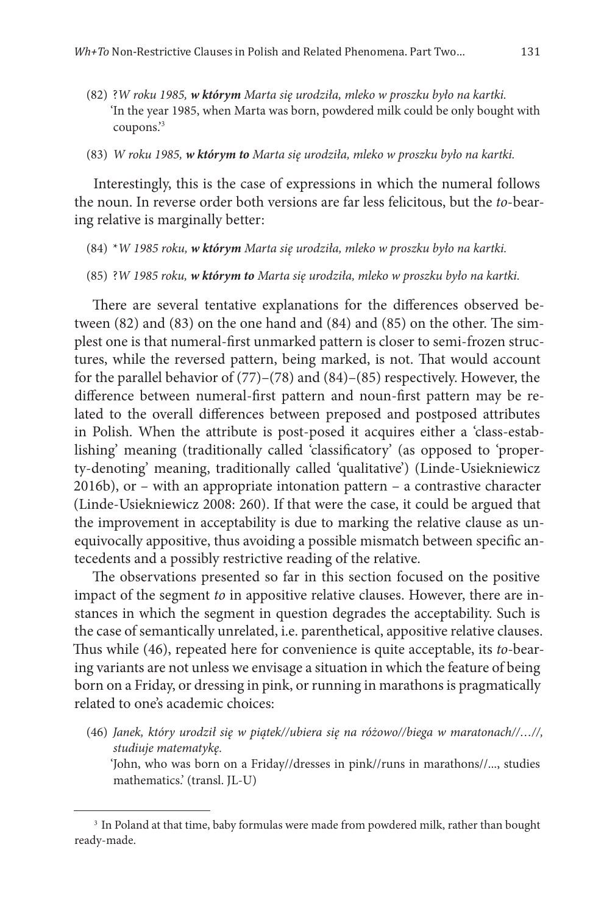(82) ?*W roku 1985, **w którym** Marta się urodziła, mleko w proszku było na kartki.*
'In the year 1985, when Marta was born, powdered milk could be only bought with coupons.'[3]

(83) *W roku 1985, **w którym to** Marta się urodziła, mleko w proszku było na kartki.*

Interestingly, this is the case of expressions in which the numeral follows the noun. In reverse order both versions are far less felicitous, but the *to*-bearing relative is marginally better:

(84) \**W 1985 roku, **w którym** Marta się urodziła, mleko w proszku było na kartki.*

(85) ?*W 1985 roku, **w którym to** Marta się urodziła, mleko w proszku było na kartki.*

There are several tentative explanations for the differences observed between (82) and (83) on the one hand and (84) and (85) on the other. The simplest one is that numeral-first unmarked pattern is closer to semi-frozen structures, while the reversed pattern, being marked, is not. That would account for the parallel behavior of (77)–(78) and (84)–(85) respectively. However, the difference between numeral-first pattern and noun-first pattern may be related to the overall differences between preposed and postposed attributes in Polish. When the attribute is post-posed it acquires either a 'class-establishing' meaning (traditionally called 'classificatory' (as opposed to 'property-denoting' meaning, traditionally called 'qualitative') (Linde-Usiekniewicz 2016b), or – with an appropriate intonation pattern – a contrastive character (Linde-Usiekniewicz 2008: 260). If that were the case, it could be argued that the improvement in acceptability is due to marking the relative clause as unequivocally appositive, thus avoiding a possible mismatch between specific antecedents and a possibly restrictive reading of the relative.

The observations presented so far in this section focused on the positive impact of the segment *to* in appositive relative clauses. However, there are instances in which the segment in question degrades the acceptability. Such is the case of semantically unrelated, i.e. parenthetical, appositive relative clauses. Thus while (46), repeated here for convenience is quite acceptable, its *to*-bearing variants are not unless we envisage a situation in which the feature of being born on a Friday, or dressing in pink, or running in marathons is pragmatically related to one's academic choices:

(46) *Janek, który urodził się w piątek//ubiera się na różowo//biega w maratonach//…//, studiuje matematykę.*
'John, who was born on a Friday//dresses in pink//runs in marathons//..., studies mathematics.' (transl. JL-U)

[3] In Poland at that time, baby formulas were made from powdered milk, rather than bought ready-made.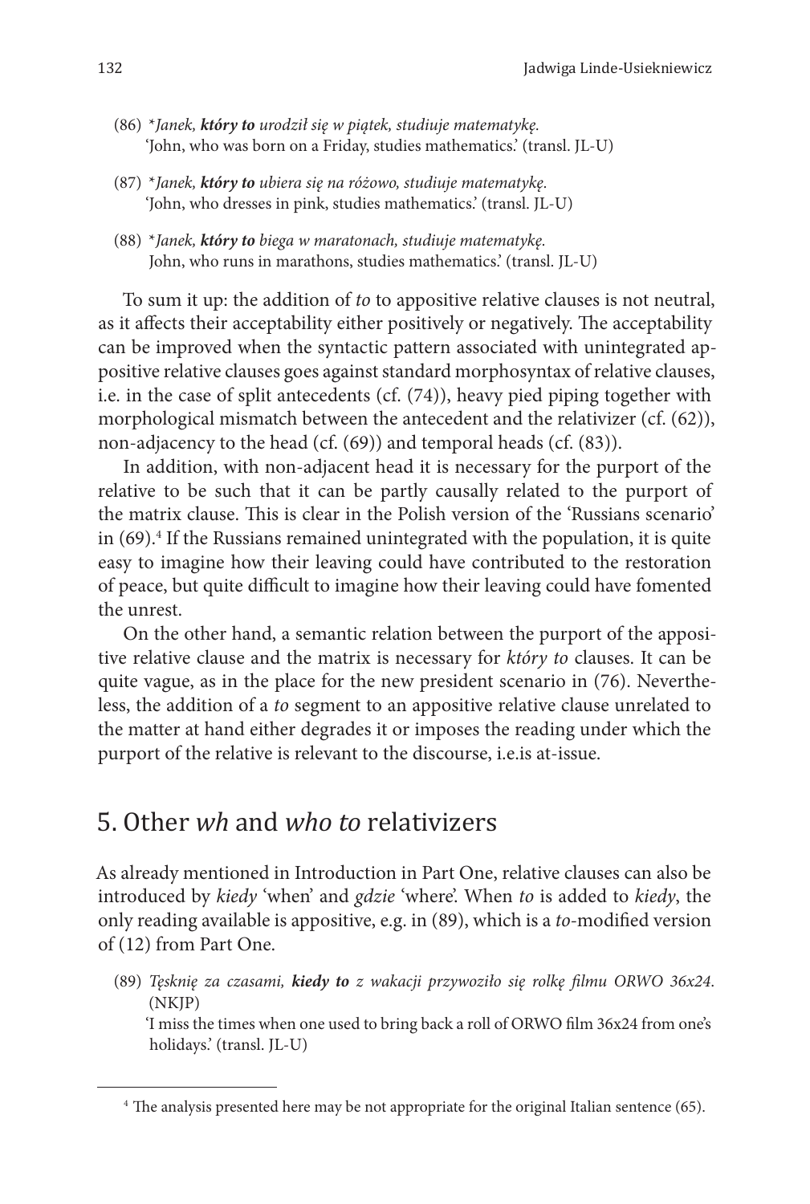(86) \*_Janek, **który to** urodził się w piątek, studiuje matematykę._
'John, who was born on a Friday, studies mathematics.' (transl. JL-U)

(87) \*_Janek, **który to** ubiera się na różowo, studiuje matematykę._
'John, who dresses in pink, studies mathematics.' (transl. JL-U)

(88) \*_Janek, **który to** biega w maratonach, studiuje matematykę._
John, who runs in marathons, studies mathematics.' (transl. JL-U)

To sum it up: the addition of *to* to appositive relative clauses is not neutral, as it affects their acceptability either positively or negatively. The acceptability can be improved when the syntactic pattern associated with unintegrated appositive relative clauses goes against standard morphosyntax of relative clauses, i.e. in the case of split antecedents (cf. (74)), heavy pied piping together with morphological mismatch between the antecedent and the relativizer (cf. (62)), non-adjacency to the head (cf. (69)) and temporal heads (cf. (83)).

In addition, with non-adjacent head it is necessary for the purport of the relative to be such that it can be partly causally related to the purport of the matrix clause. This is clear in the Polish version of the 'Russians scenario' in (69).[4] If the Russians remained unintegrated with the population, it is quite easy to imagine how their leaving could have contributed to the restoration of peace, but quite difficult to imagine how their leaving could have fomented the unrest.

On the other hand, a semantic relation between the purport of the appositive relative clause and the matrix is necessary for *który to* clauses. It can be quite vague, as in the place for the new president scenario in (76). Nevertheless, the addition of a *to* segment to an appositive relative clause unrelated to the matter at hand either degrades it or imposes the reading under which the purport of the relative is relevant to the discourse, i.e.is at-issue.

## 5. Other *wh* and *who to* relativizers

As already mentioned in Introduction in Part One, relative clauses can also be introduced by *kiedy* 'when' and *gdzie* 'where'. When *to* is added to *kiedy*, the only reading available is appositive, e.g. in (89), which is a *to*-modified version of (12) from Part One.

(89) _Tęsknię za czasami, **kiedy to** z wakacji przywoziło się rolkę filmu ORWO 36x24._ (NKJP)
'I miss the times when one used to bring back a roll of ORWO film 36x24 from one's holidays.' (transl. JL-U)

[4] The analysis presented here may be not appropriate for the original Italian sentence (65).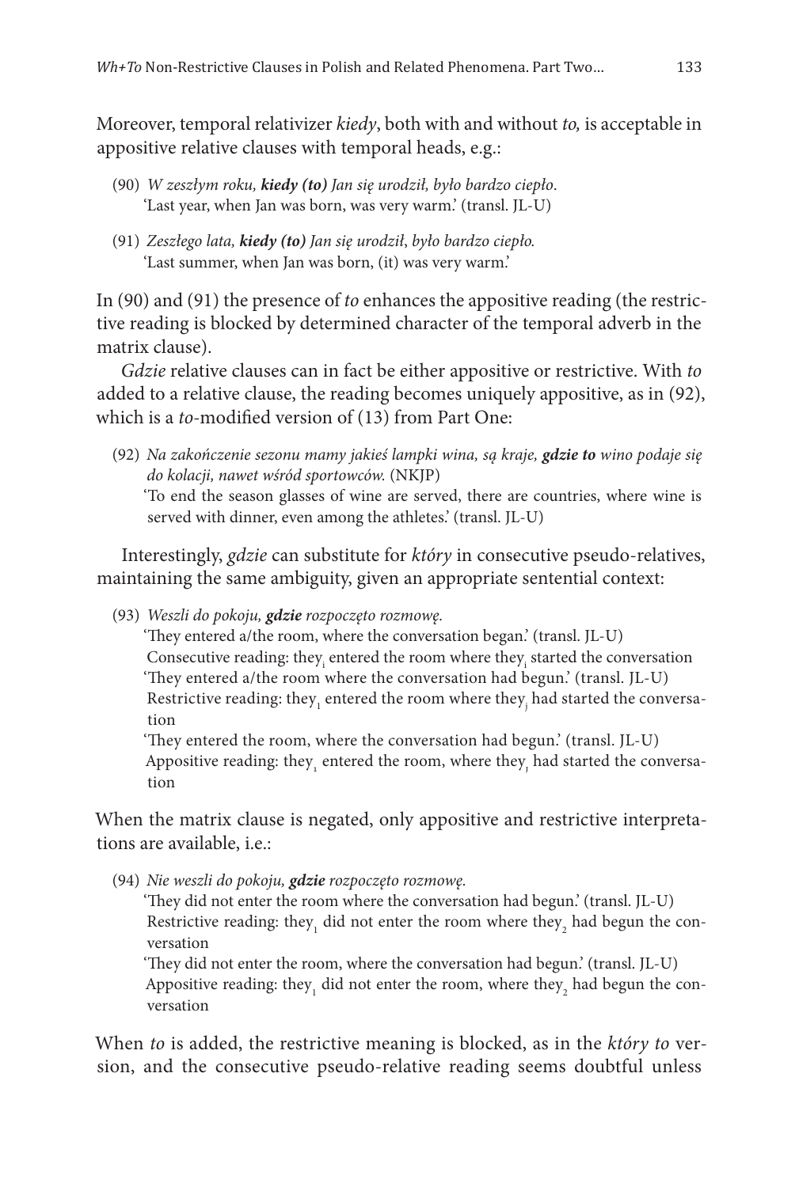Moreover, temporal relativizer *kiedy*, both with and without *to,* is acceptable in appositive relative clauses with temporal heads, e.g.:

(90) *W zeszłym roku, **kiedy (to)** Jan się urodził, było bardzo ciepło*.
'Last year, when Jan was born, was very warm.' (transl. JL-U)

(91) *Zeszłego lata, **kiedy (to)** Jan się urodził, było bardzo ciepło.*
'Last summer, when Jan was born, (it) was very warm.'

In (90) and (91) the presence of *to* enhances the appositive reading (the restrictive reading is blocked by determined character of the temporal adverb in the matrix clause).

*Gdzie* relative clauses can in fact be either appositive or restrictive. With *to* added to a relative clause, the reading becomes uniquely appositive, as in (92), which is a *to*-modified version of (13) from Part One:

(92) *Na zakończenie sezonu mamy jakieś lampki wina, są kraje, **gdzie to** wino podaje się do kolacji, nawet wśród sportowców.* (NKJP)
'To end the season glasses of wine are served, there are countries, where wine is served with dinner, even among the athletes.' (transl. JL-U)

Interestingly, *gdzie* can substitute for *który* in consecutive pseudo-relatives, maintaining the same ambiguity, given an appropriate sentential context:

(93) *Weszli do pokoju, **gdzie** rozpoczęto rozmowę.*
'They entered a/the room, where the conversation began.' (transl. JL-U)
Consecutive reading: they$_i$ entered the room where they$_i$ started the conversation
'They entered a/the room where the conversation had begun.' (transl. JL-U)
Restrictive reading: they$_1$ entered the room where they$_j$ had started the conversation
'They entered the room, where the conversation had begun.' (transl. JL-U)
Appositive reading: they$_1$ entered the room, where they$_j$ had started the conversation

When the matrix clause is negated, only appositive and restrictive interpretations are available, i.e.:

(94) *Nie weszli do pokoju, **gdzie** rozpoczęto rozmowę.*
'They did not enter the room where the conversation had begun.' (transl. JL-U)
Restrictive reading: they$_1$ did not enter the room where they$_2$ had begun the conversation
'They did not enter the room, where the conversation had begun.' (transl. JL-U)
Appositive reading: they$_1$ did not enter the room, where they$_2$ had begun the conversation

When *to* is added, the restrictive meaning is blocked, as in the *który to* version, and the consecutive pseudo-relative reading seems doubtful unless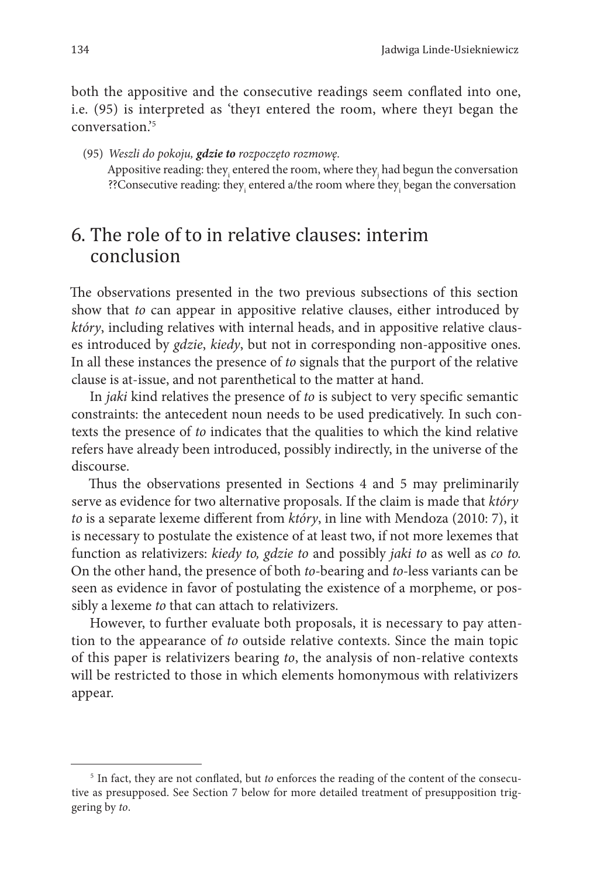both the appositive and the consecutive readings seem conflated into one, i.e. (95) is interpreted as 'theyɪ entered the room, where theyɪ began the conversation.'[5]

(95) *Weszli do pokoju, **gdzie to** rozpoczęto rozmowę.*
Appositive reading: $\text{they}_i$ entered the room, where $\text{they}_j$ had begun the conversation
??Consecutive reading: $\text{they}_i$ entered a/the room where $\text{they}_i$ began the conversation

## 6. The role of to in relative clauses: interim conclusion

The observations presented in the two previous subsections of this section show that *to* can appear in appositive relative clauses, either introduced by *który*, including relatives with internal heads, and in appositive relative clauses introduced by *gdzie*, *kiedy*, but not in corresponding non-appositive ones. In all these instances the presence of *to* signals that the purport of the relative clause is at-issue, and not parenthetical to the matter at hand.

In *jaki* kind relatives the presence of *to* is subject to very specific semantic constraints: the antecedent noun needs to be used predicatively. In such contexts the presence of *to* indicates that the qualities to which the kind relative refers have already been introduced, possibly indirectly, in the universe of the discourse.

Thus the observations presented in Sections 4 and 5 may preliminarily serve as evidence for two alternative proposals. If the claim is made that *który to* is a separate lexeme different from *który*, in line with Mendoza (2010: 7), it is necessary to postulate the existence of at least two, if not more lexemes that function as relativizers: *kiedy to, gdzie to* and possibly *jaki to* as well as *co to*. On the other hand, the presence of both *to*-bearing and *to*-less variants can be seen as evidence in favor of postulating the existence of a morpheme, or possibly a lexeme *to* that can attach to relativizers.

However, to further evaluate both proposals, it is necessary to pay attention to the appearance of *to* outside relative contexts. Since the main topic of this paper is relativizers bearing *to*, the analysis of non-relative contexts will be restricted to those in which elements homonymous with relativizers appear.

---

[5] In fact, they are not conflated, but *to* enforces the reading of the content of the consecutive as presupposed. See Section 7 below for more detailed treatment of presupposition triggering by *to*.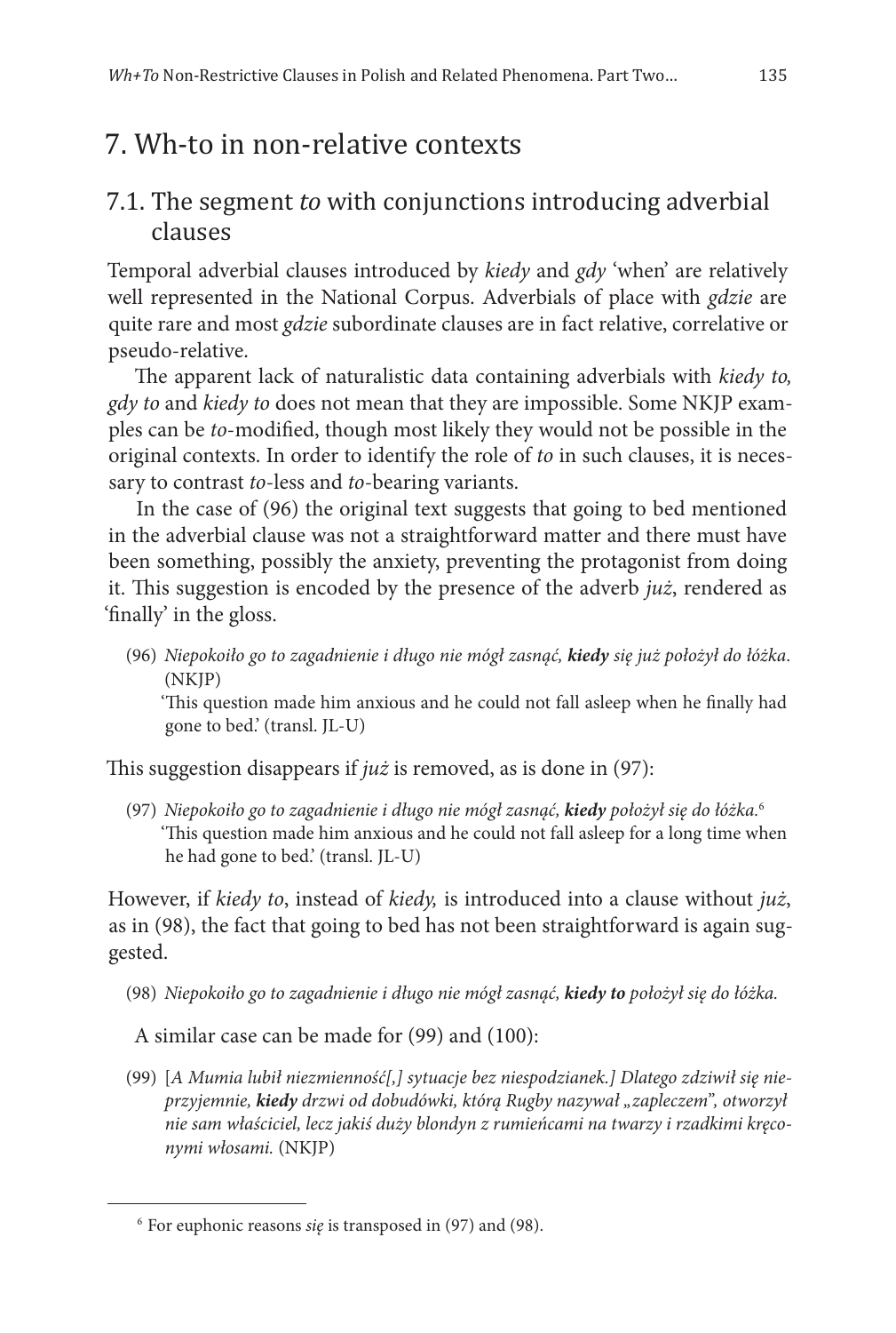# 7. Wh-to in non-relative contexts

## 7.1. The segment *to* with conjunctions introducing adverbial clauses

Temporal adverbial clauses introduced by *kiedy* and *gdy* 'when' are relatively well represented in the National Corpus. Adverbials of place with *gdzie* are quite rare and most *gdzie* subordinate clauses are in fact relative, correlative or pseudo-relative.

The apparent lack of naturalistic data containing adverbials with *kiedy to, gdy to* and *kiedy to* does not mean that they are impossible. Some NKJP examples can be *to*-modified, though most likely they would not be possible in the original contexts. In order to identify the role of *to* in such clauses, it is necessary to contrast *to*-less and *to*-bearing variants.

In the case of (96) the original text suggests that going to bed mentioned in the adverbial clause was not a straightforward matter and there must have been something, possibly the anxiety, preventing the protagonist from doing it. This suggestion is encoded by the presence of the adverb *już*, rendered as 'finally' in the gloss.

(96) *Niepokoiło go to zagadnienie i długo nie mógł zasnąć, **kiedy** się już położył do łóżka*. (NKJP)
'This question made him anxious and he could not fall asleep when he finally had gone to bed.' (transl. JL-U)

This suggestion disappears if *już* is removed, as is done in (97):

(97) *Niepokoiło go to zagadnienie i długo nie mógł zasnąć, **kiedy** położył się do łóżka.*[6]
'This question made him anxious and he could not fall asleep for a long time when he had gone to bed.' (transl. JL-U)

However, if *kiedy to*, instead of *kiedy,* is introduced into a clause without *już*, as in (98), the fact that going to bed has not been straightforward is again suggested.

(98) *Niepokoiło go to zagadnienie i długo nie mógł zasnąć, **kiedy to** położył się do łóżka.*

A similar case can be made for (99) and (100):

(99) [*A Mumia lubił niezmienność[,] sytuacje bez niespodzianek.] Dlatego zdziwił się nieprzyjemnie, **kiedy** drzwi od dobudówki, którą Rugby nazywał „zapleczem", otworzył nie sam właściciel, lecz jakiś duży blondyn z rumieńcami na twarzy i rzadkimi kręconymi włosami.* (NKJP)

---

[6] For euphonic reasons *się* is transposed in (97) and (98).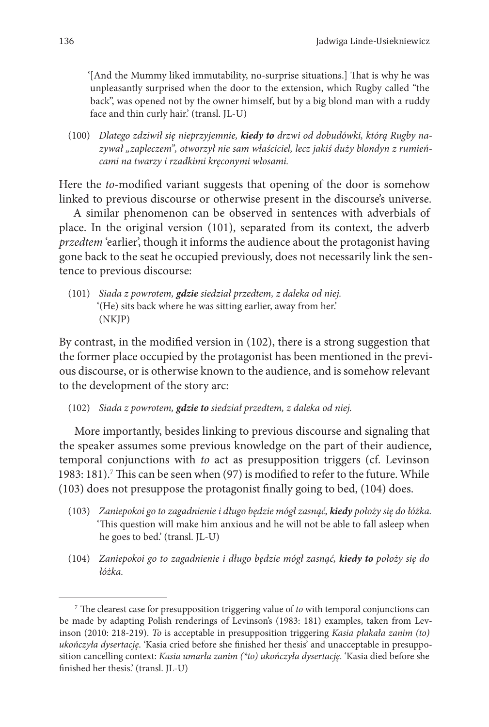'[And the Mummy liked immutability, no-surprise situations.] That is why he was unpleasantly surprised when the door to the extension, which Rugby called "the back", was opened not by the owner himself, but by a big blond man with a ruddy face and thin curly hair.' (transl. JL-U)

(100) *Dlatego zdziwił się nieprzyjemnie, **kiedy to** drzwi od dobudówki, którą Rugby nazywał „zapleczem", otworzył nie sam właściciel, lecz jakiś duży blondyn z rumieńcami na twarzy i rzadkimi kręconymi włosami.*

Here the *to*-modified variant suggests that opening of the door is somehow linked to previous discourse or otherwise present in the discourse's universe.

A similar phenomenon can be observed in sentences with adverbials of place. In the original version (101), separated from its context, the adverb *przedtem* 'earlier', though it informs the audience about the protagonist having gone back to the seat he occupied previously, does not necessarily link the sentence to previous discourse:

(101) *Siada z powrotem, **gdzie** siedział przedtem, z daleka od niej.*
'(He) sits back where he was sitting earlier, away from her.'
(NKJP)

By contrast, in the modified version in (102), there is a strong suggestion that the former place occupied by the protagonist has been mentioned in the previous discourse, or is otherwise known to the audience, and is somehow relevant to the development of the story arc:

(102) *Siada z powrotem, **gdzie to** siedział przedtem, z daleka od niej.*

More importantly, besides linking to previous discourse and signaling that the speaker assumes some previous knowledge on the part of their audience, temporal conjunctions with *to* act as presupposition triggers (cf. Levinson 1983: 181).[7] This can be seen when (97) is modified to refer to the future. While (103) does not presuppose the protagonist finally going to bed, (104) does.

(103) *Zaniepokoi go to zagadnienie i długo będzie mógł zasnąć, **kiedy** położy się do łóżka.*
'This question will make him anxious and he will not be able to fall asleep when he goes to bed.' (transl. JL-U)

(104) *Zaniepokoi go to zagadnienie i długo będzie mógł zasnąć, **kiedy to** położy się do łóżka.*

---

[7] The clearest case for presupposition triggering value of *to* with temporal conjunctions can be made by adapting Polish renderings of Levinson's (1983: 181) examples, taken from Levinson (2010: 218-219). *To* is acceptable in presupposition triggering *Kasia płakała zanim (to) ukończyła dysertację*. 'Kasia cried before she finished her thesis' and unacceptable in presupposition cancelling context: *Kasia umarła zanim (\*to) ukończyła dysertację.* 'Kasia died before she finished her thesis.' (transl. JL-U)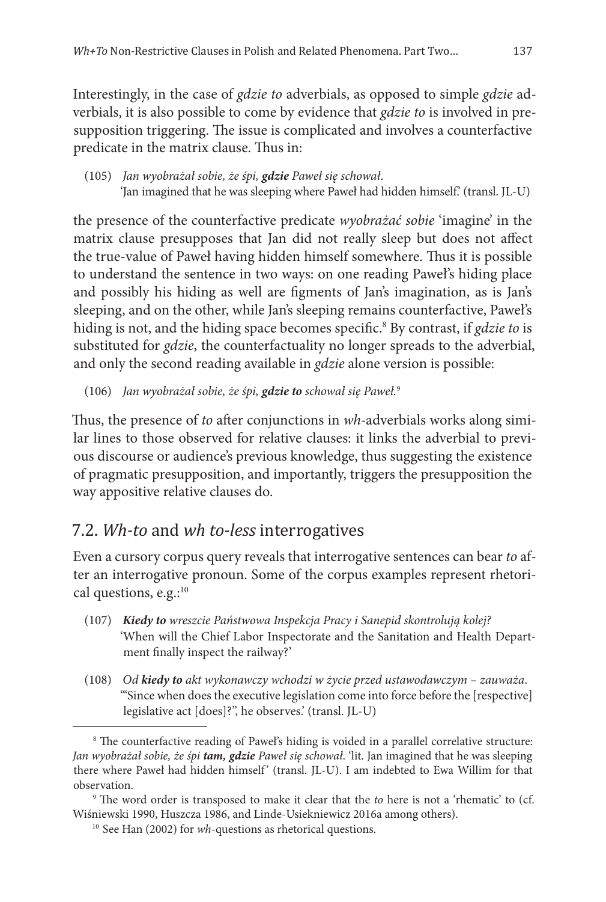Interestingly, in the case of *gdzie to* adverbials, as opposed to simple *gdzie* adverbials, it is also possible to come by evidence that *gdzie to* is involved in presupposition triggering. The issue is complicated and involves a counterfactive predicate in the matrix clause. Thus in:

(105) *Jan wyobrażał sobie, że śpi, **gdzie** Paweł się schował.*
'Jan imagined that he was sleeping where Paweł had hidden himself.' (transl. JL-U)

the presence of the counterfactive predicate *wyobrażać sobie* 'imagine' in the matrix clause presupposes that Jan did not really sleep but does not affect the true-value of Paweł having hidden himself somewhere. Thus it is possible to understand the sentence in two ways: on one reading Paweł's hiding place and possibly his hiding as well are figments of Jan's imagination, as is Jan's sleeping, and on the other, while Jan's sleeping remains counterfactive, Paweł's hiding is not, and the hiding space becomes specific.[8] By contrast, if *gdzie to* is substituted for *gdzie*, the counterfactuality no longer spreads to the adverbial, and only the second reading available in *gdzie* alone version is possible:

(106) *Jan wyobrażał sobie, że śpi, **gdzie to** schował się Paweł.*[9]

Thus, the presence of *to* after conjunctions in *wh*-adverbials works along similar lines to those observed for relative clauses: it links the adverbial to previous discourse or audience's previous knowledge, thus suggesting the existence of pragmatic presupposition, and importantly, triggers the presupposition the way appositive relative clauses do.

## 7.2. *Wh-to* and *wh to-less* interrogatives

Even a cursory corpus query reveals that interrogative sentences can bear *to* after an interrogative pronoun. Some of the corpus examples represent rhetorical questions, e.g.:[10]

(107) ***Kiedy to** wreszcie Państwowa Inspekcja Pracy i Sanepid skontrolują kolej?*
'When will the Chief Labor Inspectorate and the Sanitation and Health Department finally inspect the railway?'

(108) *Od **kiedy to** akt wykonawczy wchodzi w życie przed ustawodawczym – zauważa.*
'"Since when does the executive legislation come into force before the [respective] legislative act [does]?", he observes.' (transl. JL-U)

---

[8] The counterfactive reading of Paweł's hiding is voided in a parallel correlative structure: *Jan wyobrażał sobie, że śpi **tam, gdzie** Paweł się schował.* 'lit. Jan imagined that he was sleeping there where Paweł had hidden himself' (transl. JL-U). I am indebted to Ewa Willim for that observation.

[9] The word order is transposed to make it clear that the *to* here is not a 'rhematic' to (cf. Wiśniewski 1990, Huszcza 1986, and Linde-Usiekniewicz 2016a among others).

[10] See Han (2002) for *wh*-questions as rhetorical questions.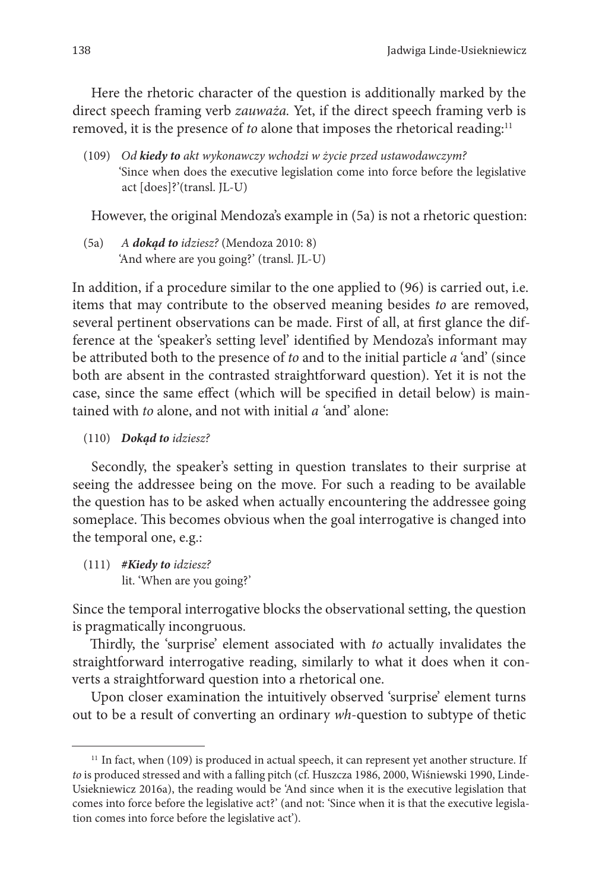Here the rhetoric character of the question is additionally marked by the direct speech framing verb *zauważa.* Yet, if the direct speech framing verb is removed, it is the presence of *to* alone that imposes the rhetorical reading:[11]

(109) *Od **kiedy to** akt wykonawczy wchodzi w życie przed ustawodawczym?*
'Since when does the executive legislation come into force before the legislative act [does]?'(transl. JL-U)

However, the original Mendoza's example in (5a) is not a rhetoric question:

(5a) *A **dokąd to** idziesz?* (Mendoza 2010: 8)
'And where are you going?' (transl. JL-U)

In addition, if a procedure similar to the one applied to (96) is carried out, i.e. items that may contribute to the observed meaning besides *to* are removed, several pertinent observations can be made. First of all, at first glance the difference at the 'speaker's setting level' identified by Mendoza's informant may be attributed both to the presence of *to* and to the initial particle *a* 'and' (since both are absent in the contrasted straightforward question). Yet it is not the case, since the same effect (which will be specified in detail below) is maintained with *to* alone, and not with initial *a* 'and' alone:

(110) ***Dokąd to** idziesz?*

Secondly, the speaker's setting in question translates to their surprise at seeing the addressee being on the move. For such a reading to be available the question has to be asked when actually encountering the addressee going someplace. This becomes obvious when the goal interrogative is changed into the temporal one, e.g.:

(111) ***#Kiedy to** idziesz?*
lit. 'When are you going?'

Since the temporal interrogative blocks the observational setting, the question is pragmatically incongruous.

Thirdly, the 'surprise' element associated with *to* actually invalidates the straightforward interrogative reading, similarly to what it does when it converts a straightforward question into a rhetorical one.

Upon closer examination the intuitively observed 'surprise' element turns out to be a result of converting an ordinary *wh*-question to subtype of thetic

[11] In fact, when (109) is produced in actual speech, it can represent yet another structure. If *to* is produced stressed and with a falling pitch (cf. Huszcza 1986, 2000, Wiśniewski 1990, Linde-Usiekniewicz 2016a), the reading would be 'And since when it is the executive legislation that comes into force before the legislative act?' (and not: 'Since when it is that the executive legislation comes into force before the legislative act').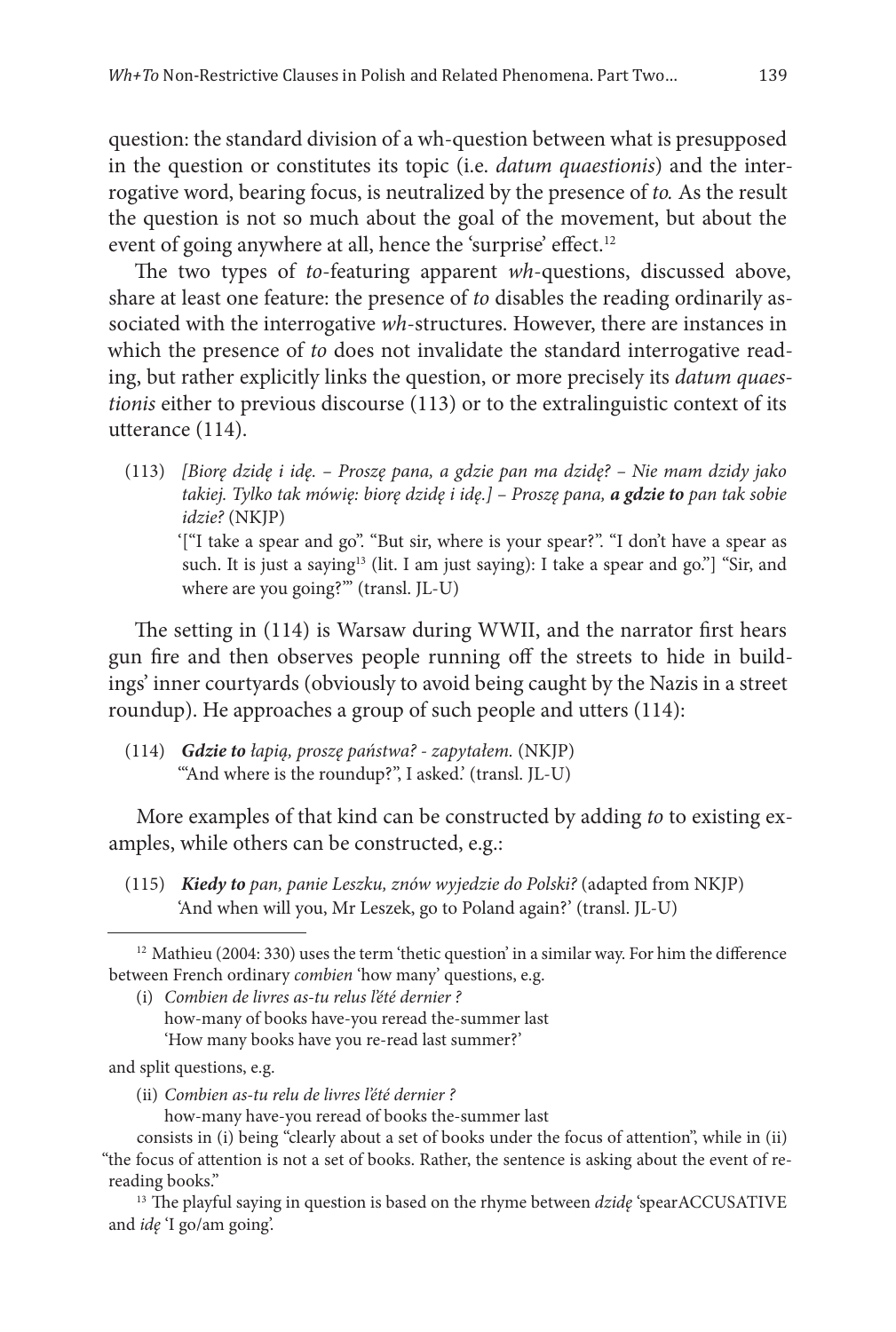question: the standard division of a wh-question between what is presupposed in the question or constitutes its topic (i.e. *datum quaestionis*) and the interrogative word, bearing focus, is neutralized by the presence of *to.* As the result the question is not so much about the goal of the movement, but about the event of going anywhere at all, hence the 'surprise' effect.[12]

The two types of *to*-featuring apparent *wh*-questions, discussed above, share at least one feature: the presence of *to* disables the reading ordinarily associated with the interrogative *wh*-structures. However, there are instances in which the presence of *to* does not invalidate the standard interrogative reading, but rather explicitly links the question, or more precisely its *datum quaestionis* either to previous discourse (113) or to the extralinguistic context of its utterance (114).

(113) *[Biorę dzidę i idę. – Proszę pana, a gdzie pan ma dzidę? – Nie mam dzidy jako takiej. Tylko tak mówię: biorę dzidę i idę.] – Proszę pana, **a gdzie to** pan tak sobie idzie?* (NKJP)
'["I take a spear and go". "But sir, where is your spear?". "I don't have a spear as such. It is just a saying[13] (lit. I am just saying): I take a spear and go."] "Sir, and where are you going?"' (transl. JL-U)

The setting in (114) is Warsaw during WWII, and the narrator first hears gun fire and then observes people running off the streets to hide in buildings' inner courtyards (obviously to avoid being caught by the Nazis in a street roundup). He approaches a group of such people and utters (114):

(114) ***Gdzie to** łapią, proszę państwa? - zapytałem.* (NKJP)
'"And where is the roundup?", I asked.' (transl. JL-U)

More examples of that kind can be constructed by adding *to* to existing examples, while others can be constructed, e.g.:

(115) ***Kiedy to** pan, panie Leszku, znów wyjedzie do Polski?* (adapted from NKJP)
'And when will you, Mr Leszek, go to Poland again?' (transl. JL-U)

---

[12] Mathieu (2004: 330) uses the term 'thetic question' in a similar way. For him the difference between French ordinary *combien* 'how many' questions, e.g.

(i) *Combien de livres as-tu relus l'été dernier ?*
how-many of books have-you reread the-summer last
'How many books have you re-read last summer?'

and split questions, e.g.

(ii) *Combien as-tu relu de livres l'été dernier ?*
how-many have-you reread of books the-summer last

consists in (i) being "clearly about a set of books under the focus of attention", while in (ii) "the focus of attention is not a set of books. Rather, the sentence is asking about the event of rereading books."

[13] The playful saying in question is based on the rhyme between *dzidę* 'spearACCUSATIVE and *idę* 'I go/am going'.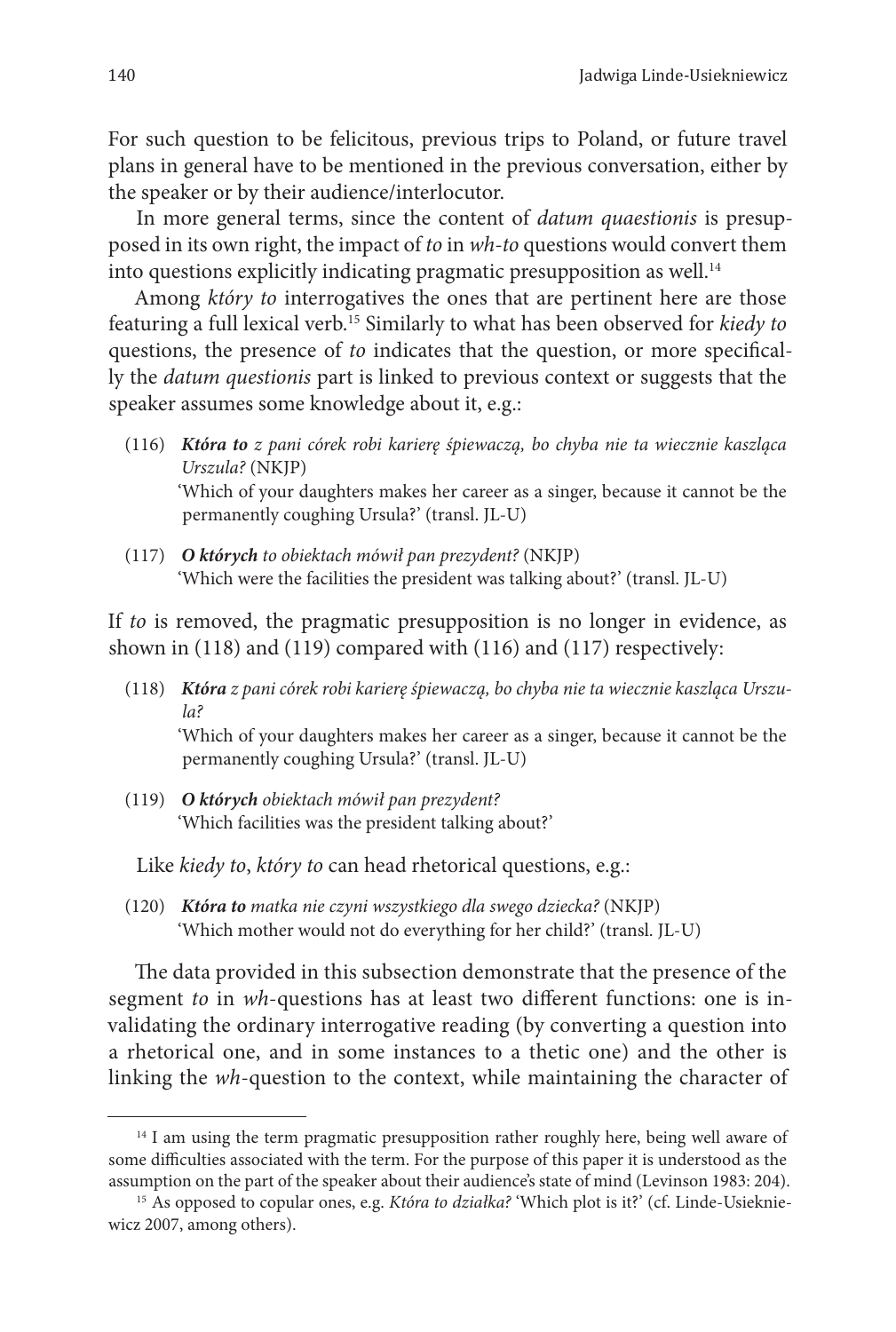For such question to be felicitous, previous trips to Poland, or future travel plans in general have to be mentioned in the previous conversation, either by the speaker or by their audience/interlocutor.

In more general terms, since the content of *datum quaestionis* is presupposed in its own right, the impact of *to* in *wh-to* questions would convert them into questions explicitly indicating pragmatic presupposition as well.[14]

Among *który to* interrogatives the ones that are pertinent here are those featuring a full lexical verb.[15] Similarly to what has been observed for *kiedy to* questions, the presence of *to* indicates that the question, or more specifically the *datum questionis* part is linked to previous context or suggests that the speaker assumes some knowledge about it, e.g.:

(116) ***Która to*** *z pani córek robi karierę śpiewaczą, bo chyba nie ta wiecznie kaszląca Urszula?* (NKJP)
'Which of your daughters makes her career as a singer, because it cannot be the permanently coughing Ursula?' (transl. JL-U)

(117) ***O których*** *to obiektach mówił pan prezydent?* (NKJP)
'Which were the facilities the president was talking about?' (transl. JL-U)

If *to* is removed, the pragmatic presupposition is no longer in evidence, as shown in (118) and (119) compared with (116) and (117) respectively:

(118) ***Która*** *z pani córek robi karierę śpiewaczą, bo chyba nie ta wiecznie kaszląca Urszula?*
'Which of your daughters makes her career as a singer, because it cannot be the permanently coughing Ursula?' (transl. JL-U)

(119) ***O których*** *obiektach mówił pan prezydent?*
'Which facilities was the president talking about?'

Like *kiedy to*, *który to* can head rhetorical questions, e.g.:

(120) ***Która to*** *matka nie czyni wszystkiego dla swego dziecka?* (NKJP)
'Which mother would not do everything for her child?' (transl. JL-U)

The data provided in this subsection demonstrate that the presence of the segment *to* in *wh*-questions has at least two different functions: one is invalidating the ordinary interrogative reading (by converting a question into a rhetorical one, and in some instances to a thetic one) and the other is linking the *wh*-question to the context, while maintaining the character of

---

[14] I am using the term pragmatic presupposition rather roughly here, being well aware of some difficulties associated with the term. For the purpose of this paper it is understood as the assumption on the part of the speaker about their audience's state of mind (Levinson 1983: 204).

[15] As opposed to copular ones, e.g. *Która to działka?* 'Which plot is it?' (cf. Linde-Usiekniewicz 2007, among others).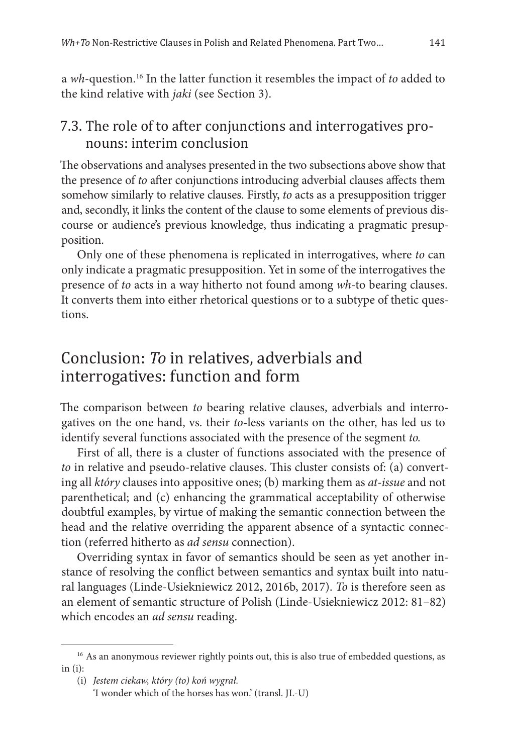a *wh*-question.[16] In the latter function it resembles the impact of *to* added to the kind relative with *jaki* (see Section 3).

### 7.3. The role of to after conjunctions and interrogatives pronouns: interim conclusion

The observations and analyses presented in the two subsections above show that the presence of *to* after conjunctions introducing adverbial clauses affects them somehow similarly to relative clauses. Firstly, *to* acts as a presupposition trigger and, secondly, it links the content of the clause to some elements of previous discourse or audience's previous knowledge, thus indicating a pragmatic presupposition.

Only one of these phenomena is replicated in interrogatives, where *to* can only indicate a pragmatic presupposition. Yet in some of the interrogatives the presence of *to* acts in a way hitherto not found among *wh*-to bearing clauses. It converts them into either rhetorical questions or to a subtype of thetic questions.

## Conclusion: *To* in relatives, adverbials and interrogatives: function and form

The comparison between *to* bearing relative clauses, adverbials and interrogatives on the one hand, vs. their *to*-less variants on the other, has led us to identify several functions associated with the presence of the segment *to.*

First of all, there is a cluster of functions associated with the presence of *to* in relative and pseudo-relative clauses. This cluster consists of: (a) converting all *który* clauses into appositive ones; (b) marking them as *at-issue* and not parenthetical; and (c) enhancing the grammatical acceptability of otherwise doubtful examples, by virtue of making the semantic connection between the head and the relative overriding the apparent absence of a syntactic connection (referred hitherto as *ad sensu* connection).

Overriding syntax in favor of semantics should be seen as yet another instance of resolving the conflict between semantics and syntax built into natural languages (Linde-Usiekniewicz 2012, 2016b, 2017). *To* is therefore seen as an element of semantic structure of Polish (Linde-Usiekniewicz 2012: 81–82) which encodes an *ad sensu* reading.

---

[16] As an anonymous reviewer rightly points out, this is also true of embedded questions, as in (i):

(i) *Jestem ciekaw, który (to) koń wygrał.*
'I wonder which of the horses has won.' (transl. JL-U)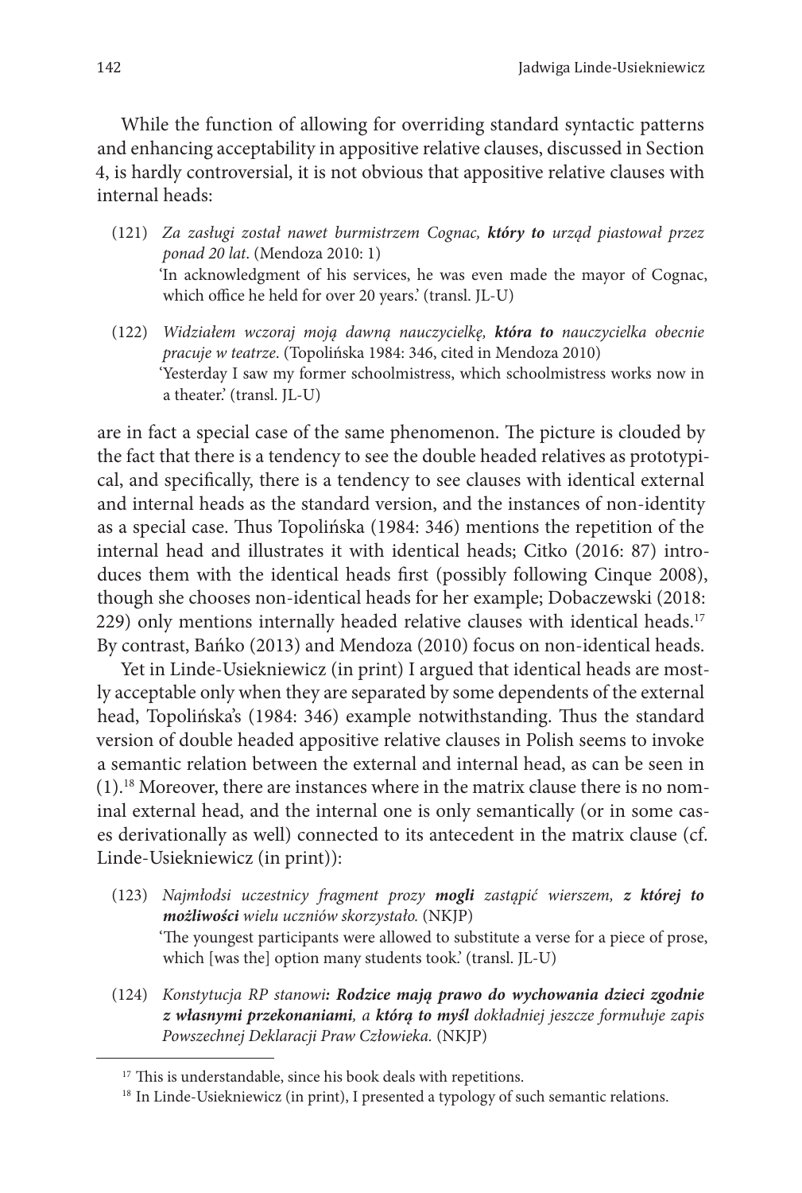While the function of allowing for overriding standard syntactic patterns and enhancing acceptability in appositive relative clauses, discussed in Section 4, is hardly controversial, it is not obvious that appositive relative clauses with internal heads:

(121) *Za zasługi został nawet burmistrzem Cognac, **który to** urząd piastował przez ponad 20 lat*. (Mendoza 2010: 1)
'In acknowledgment of his services, he was even made the mayor of Cognac, which office he held for over 20 years.' (transl. JL-U)

(122) *Widziałem wczoraj moją dawną nauczycielkę, **która to** nauczycielka obecnie pracuje w teatrze*. (Topolińska 1984: 346, cited in Mendoza 2010)
'Yesterday I saw my former schoolmistress, which schoolmistress works now in a theater.' (transl. JL-U)

are in fact a special case of the same phenomenon. The picture is clouded by the fact that there is a tendency to see the double headed relatives as prototypical, and specifically, there is a tendency to see clauses with identical external and internal heads as the standard version, and the instances of non-identity as a special case. Thus Topolińska (1984: 346) mentions the repetition of the internal head and illustrates it with identical heads; Citko (2016: 87) introduces them with the identical heads first (possibly following Cinque 2008), though she chooses non-identical heads for her example; Dobaczewski (2018: 229) only mentions internally headed relative clauses with identical heads.[17] By contrast, Bańko (2013) and Mendoza (2010) focus on non-identical heads.

Yet in Linde-Usiekniewicz (in print) I argued that identical heads are mostly acceptable only when they are separated by some dependents of the external head, Topolińska's (1984: 346) example notwithstanding. Thus the standard version of double headed appositive relative clauses in Polish seems to invoke a semantic relation between the external and internal head, as can be seen in (1).[18] Moreover, there are instances where in the matrix clause there is no nominal external head, and the internal one is only semantically (or in some cases derivationally as well) connected to its antecedent in the matrix clause (cf. Linde-Usiekniewicz (in print)):

(123) *Najmłodsi uczestnicy fragment prozy **mogli** zastąpić wierszem, **z której to możliwości** wielu uczniów skorzystało.* (NKJP)
'The youngest participants were allowed to substitute a verse for a piece of prose, which [was the] option many students took.' (transl. JL-U)

(124) *Konstytucja RP stanowi**: Rodzice mają prawo do wychowania dzieci zgodnie z własnymi przekonaniami**, a **którą to myśl** dokładniej jeszcze formułuje zapis Powszechnej Deklaracji Praw Człowieka.* (NKJP)

---

[17] This is understandable, since his book deals with repetitions.

[18] In Linde-Usiekniewicz (in print), I presented a typology of such semantic relations.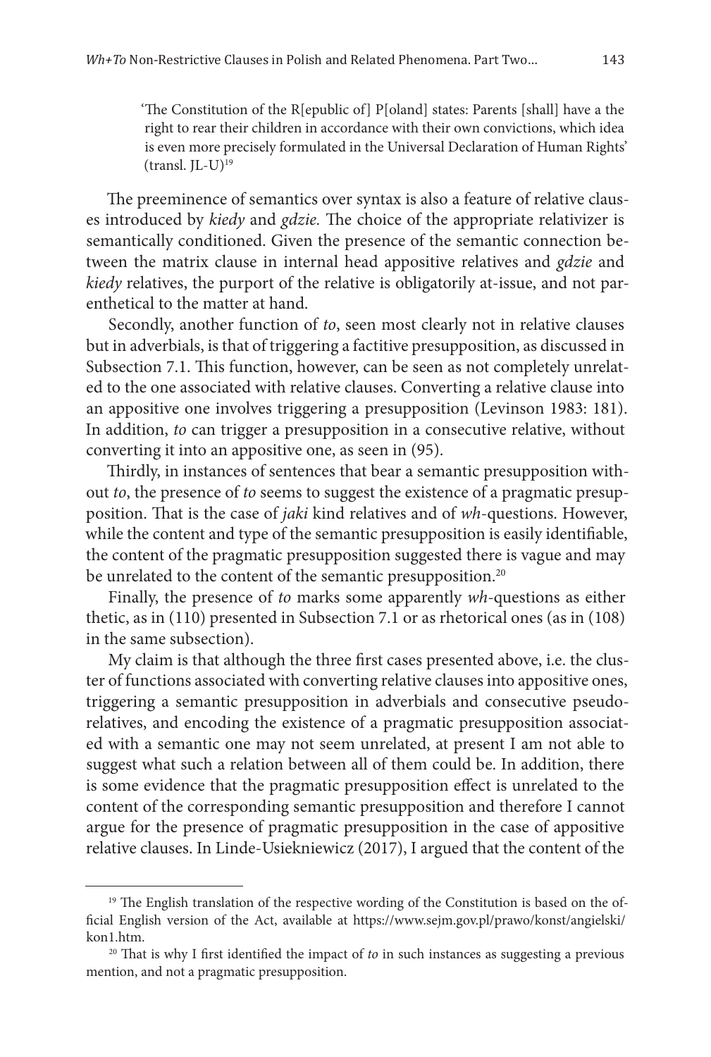'The Constitution of the R[epublic of] P[oland] states: Parents [shall] have a the right to rear their children in accordance with their own convictions, which idea is even more precisely formulated in the Universal Declaration of Human Rights' (transl. JL-U)[19]

The preeminence of semantics over syntax is also a feature of relative clauses introduced by *kiedy* and *gdzie*. The choice of the appropriate relativizer is semantically conditioned. Given the presence of the semantic connection between the matrix clause in internal head appositive relatives and *gdzie* and *kiedy* relatives, the purport of the relative is obligatorily at-issue, and not parenthetical to the matter at hand.

Secondly, another function of *to*, seen most clearly not in relative clauses but in adverbials, is that of triggering a factitive presupposition, as discussed in Subsection 7.1. This function, however, can be seen as not completely unrelated to the one associated with relative clauses. Converting a relative clause into an appositive one involves triggering a presupposition (Levinson 1983: 181). In addition, *to* can trigger a presupposition in a consecutive relative, without converting it into an appositive one, as seen in (95).

Thirdly, in instances of sentences that bear a semantic presupposition without *to*, the presence of *to* seems to suggest the existence of a pragmatic presupposition. That is the case of *jaki* kind relatives and of *wh*-questions. However, while the content and type of the semantic presupposition is easily identifiable, the content of the pragmatic presupposition suggested there is vague and may be unrelated to the content of the semantic presupposition.[20]

Finally, the presence of *to* marks some apparently *wh*-questions as either thetic, as in (110) presented in Subsection 7.1 or as rhetorical ones (as in (108) in the same subsection).

My claim is that although the three first cases presented above, i.e. the cluster of functions associated with converting relative clauses into appositive ones, triggering a semantic presupposition in adverbials and consecutive pseudo-relatives, and encoding the existence of a pragmatic presupposition associated with a semantic one may not seem unrelated, at present I am not able to suggest what such a relation between all of them could be. In addition, there is some evidence that the pragmatic presupposition effect is unrelated to the content of the corresponding semantic presupposition and therefore I cannot argue for the presence of pragmatic presupposition in the case of appositive relative clauses. In Linde-Usiekniewicz (2017), I argued that the content of the

---

[19] The English translation of the respective wording of the Constitution is based on the official English version of the Act, available at https://www.sejm.gov.pl/prawo/konst/angielski/kon1.htm.

[20] That is why I first identified the impact of *to* in such instances as suggesting a previous mention, and not a pragmatic presupposition.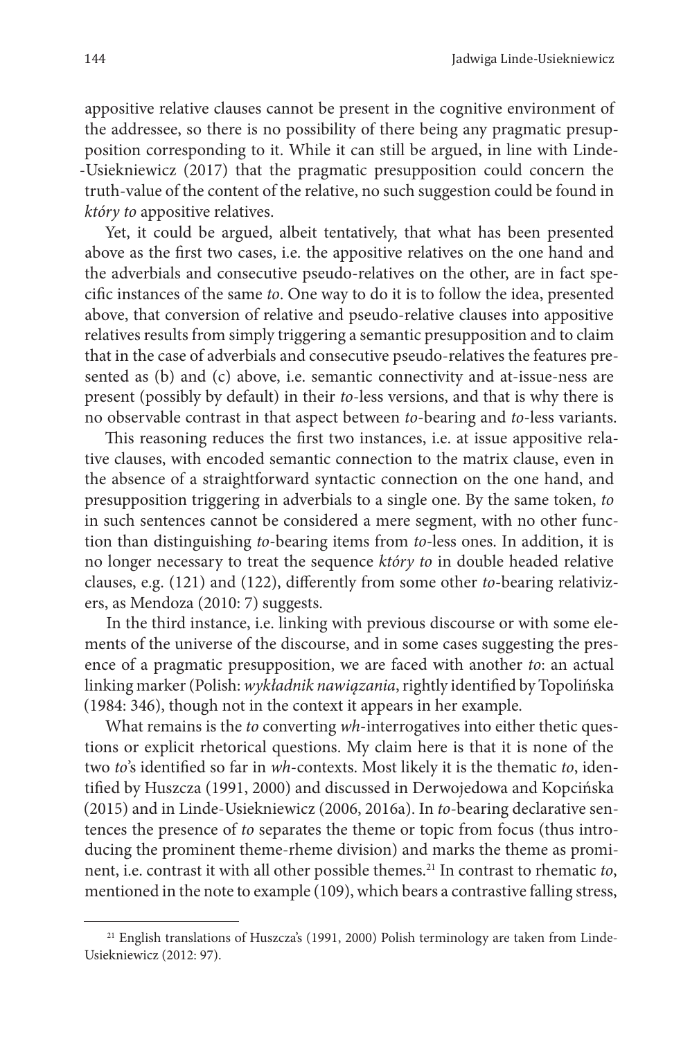appositive relative clauses cannot be present in the cognitive environment of the addressee, so there is no possibility of there being any pragmatic presupposition corresponding to it. While it can still be argued, in line with Linde-Usiekniewicz (2017) that the pragmatic presupposition could concern the truth-value of the content of the relative, no such suggestion could be found in *który to* appositive relatives.

Yet, it could be argued, albeit tentatively, that what has been presented above as the first two cases, i.e. the appositive relatives on the one hand and the adverbials and consecutive pseudo-relatives on the other, are in fact specific instances of the same *to*. One way to do it is to follow the idea, presented above, that conversion of relative and pseudo-relative clauses into appositive relatives results from simply triggering a semantic presupposition and to claim that in the case of adverbials and consecutive pseudo-relatives the features presented as (b) and (c) above, i.e. semantic connectivity and at-issue-ness are present (possibly by default) in their *to*-less versions, and that is why there is no observable contrast in that aspect between *to*-bearing and *to*-less variants.

This reasoning reduces the first two instances, i.e. at issue appositive relative clauses, with encoded semantic connection to the matrix clause, even in the absence of a straightforward syntactic connection on the one hand, and presupposition triggering in adverbials to a single one. By the same token, *to* in such sentences cannot be considered a mere segment, with no other function than distinguishing *to*-bearing items from *to*-less ones. In addition, it is no longer necessary to treat the sequence *który to* in double headed relative clauses, e.g. (121) and (122), differently from some other *to*-bearing relativizers, as Mendoza (2010: 7) suggests.

In the third instance, i.e. linking with previous discourse or with some elements of the universe of the discourse, and in some cases suggesting the presence of a pragmatic presupposition, we are faced with another *to*: an actual linking marker (Polish: *wykładnik nawiązania*, rightly identified by Topolińska (1984: 346), though not in the context it appears in her example.

What remains is the *to* converting *wh*-interrogatives into either thetic questions or explicit rhetorical questions. My claim here is that it is none of the two *to*'s identified so far in *wh*-contexts. Most likely it is the thematic *to*, identified by Huszcza (1991, 2000) and discussed in Derwojedowa and Kopcińska (2015) and in Linde-Usiekniewicz (2006, 2016a). In *to*-bearing declarative sentences the presence of *to* separates the theme or topic from focus (thus introducing the prominent theme-rheme division) and marks the theme as prominent, i.e. contrast it with all other possible themes.[21] In contrast to rhematic *to*, mentioned in the note to example (109), which bears a contrastive falling stress,

[21] English translations of Huszcza's (1991, 2000) Polish terminology are taken from Linde-Usiekniewicz (2012: 97).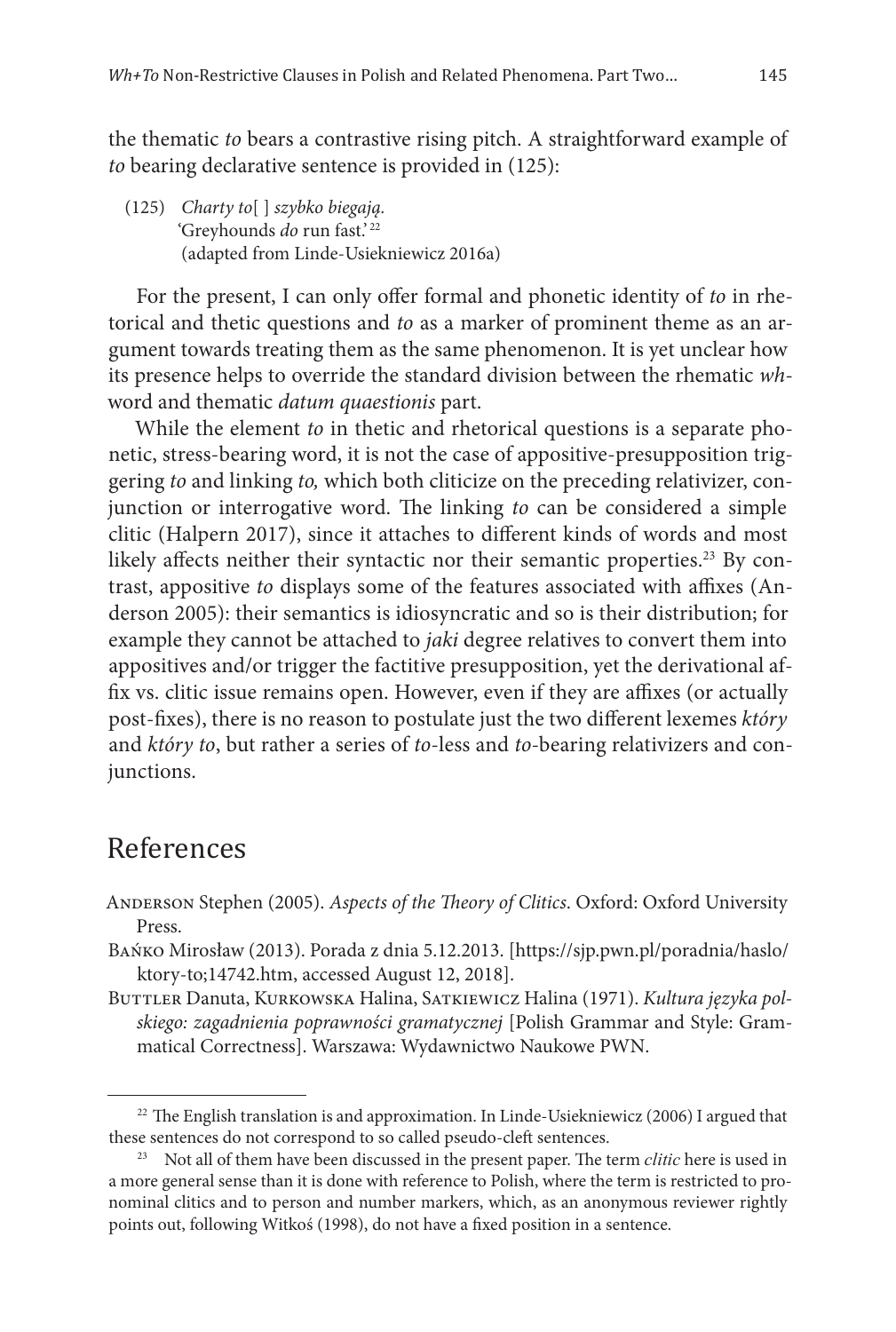the thematic *to* bears a contrastive rising pitch. A straightforward example of *to* bearing declarative sentence is provided in (125):

(125) *Charty to*[ ] *szybko biegają.*
'Greyhounds *do* run fast.'[22]
(adapted from Linde-Usiekniewicz 2016a)

For the present, I can only offer formal and phonetic identity of *to* in rhetorical and thetic questions and *to* as a marker of prominent theme as an argument towards treating them as the same phenomenon. It is yet unclear how its presence helps to override the standard division between the rhematic *wh*-word and thematic *datum quaestionis* part.

While the element *to* in thetic and rhetorical questions is a separate phonetic, stress-bearing word, it is not the case of appositive-presupposition triggering *to* and linking *to,* which both cliticize on the preceding relativizer, conjunction or interrogative word. The linking *to* can be considered a simple clitic (Halpern 2017), since it attaches to different kinds of words and most likely affects neither their syntactic nor their semantic properties.[23] By contrast, appositive *to* displays some of the features associated with affixes (Anderson 2005): their semantics is idiosyncratic and so is their distribution; for example they cannot be attached to *jaki* degree relatives to convert them into appositives and/or trigger the factitive presupposition, yet the derivational affix vs. clitic issue remains open. However, even if they are affixes (or actually post-fixes), there is no reason to postulate just the two different lexemes *który* and *który to*, but rather a series of *to*-less and *to*-bearing relativizers and conjunctions.

## References

Anderson Stephen (2005). *Aspects of the Theory of Clitics*. Oxford: Oxford University Press.

Bańko Mirosław (2013). Porada z dnia 5.12.2013. [https://sjp.pwn.pl/poradnia/haslo/ktory-to;14742.htm, accessed August 12, 2018].

Buttler Danuta, Kurkowska Halina, Satkiewicz Halina (1971). *Kultura języka polskiego: zagadnienia poprawności gramatycznej* [Polish Grammar and Style: Grammatical Correctness]. Warszawa: Wydawnictwo Naukowe PWN.

---

[22] The English translation is and approximation. In Linde-Usiekniewicz (2006) I argued that these sentences do not correspond to so called pseudo-cleft sentences.

[23] Not all of them have been discussed in the present paper. The term *clitic* here is used in a more general sense than it is done with reference to Polish, where the term is restricted to pronominal clitics and to person and number markers, which, as an anonymous reviewer rightly points out, following Witkoś (1998), do not have a fixed position in a sentence.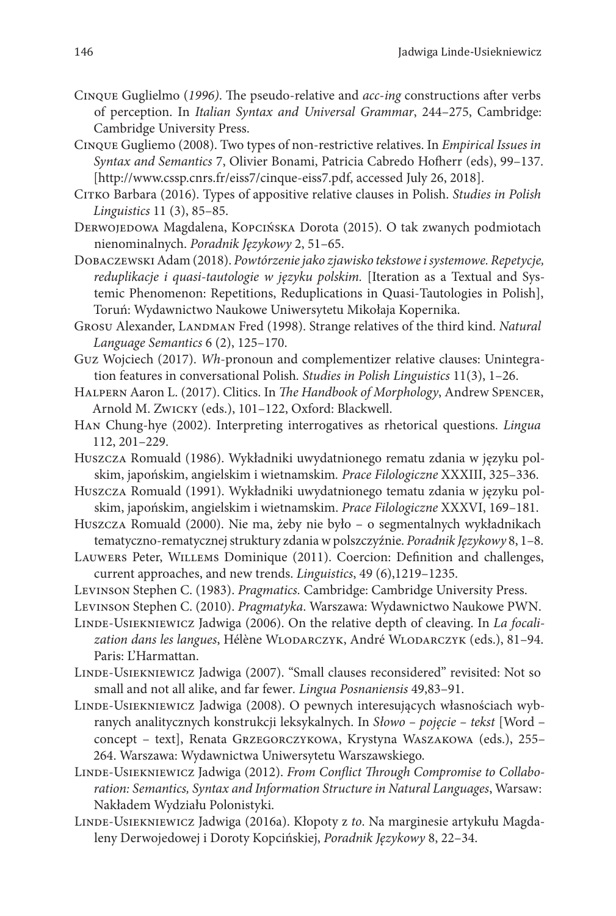Cinque Guglielmo (*1996)*. The pseudo-relative and *acc-ing* constructions after verbs of perception. In *Italian Syntax and Universal Grammar*, 244–275, Cambridge: Cambridge University Press.

Cinque Gugliemo (2008). Two types of non-restrictive relatives. In *Empirical Issues in Syntax and Semantics* 7, Olivier Bonami, Patricia Cabredo Hofherr (eds), 99–137. [http://www.cssp.cnrs.fr/eiss7/cinque-eiss7.pdf, accessed July 26, 2018].

Citko Barbara (2016). Types of appositive relative clauses in Polish. *Studies in Polish Linguistics* 11 (3), 85–85.

Derwojedowa Magdalena, Kopcińska Dorota (2015). O tak zwanych podmiotach nienominalnych. *Poradnik Językowy* 2, 51–65.

Dobaczewski Adam (2018). *Powtórzenie jako zjawisko tekstowe i systemowe. Repetycje, reduplikacje i quasi-tautologie w języku polskim.* [Iteration as a Textual and Systemic Phenomenon: Repetitions, Reduplications in Quasi-Tautologies in Polish], Toruń: Wydawnictwo Naukowe Uniwersytetu Mikołaja Kopernika.

Grosu Alexander, Landman Fred (1998). Strange relatives of the third kind. *Natural Language Semantics* 6 (2), 125–170.

Guz Wojciech (2017). *Wh*-pronoun and complementizer relative clauses: Unintegration features in conversational Polish. *Studies in Polish Linguistics* 11(3), 1–26.

Halpern Aaron L. (2017). Clitics. In *The Handbook of Morphology*, Andrew Spencer, Arnold M. Zwicky (eds.), 101–122, Oxford: Blackwell.

Han Chung-hye (2002). Interpreting interrogatives as rhetorical questions. *Lingua* 112, 201–229.

Huszcza Romuald (1986). Wykładniki uwydatnionego rematu zdania w języku polskim, japońskim, angielskim i wietnamskim. *Prace Filologiczne* XXXIII, 325–336.

Huszcza Romuald (1991). Wykładniki uwydatnionego tematu zdania w języku polskim, japońskim, angielskim i wietnamskim. *Prace Filologiczne* XXXVI, 169–181.

Huszcza Romuald (2000). Nie ma, żeby nie było – o segmentalnych wykładnikach tematyczno-rematycznej struktury zdania w polszczyźnie. *Poradnik Językowy* 8, 1–8.

Lauwers Peter, Willems Dominique (2011). Coercion: Definition and challenges, current approaches, and new trends. *Linguistics*, 49 (6),1219–1235.

Levinson Stephen C. (1983). *Pragmatics.* Cambridge: Cambridge University Press.

Levinson Stephen C. (2010). *Pragmatyka*. Warszawa: Wydawnictwo Naukowe PWN.

Linde-Usiekniewicz Jadwiga (2006). On the relative depth of cleaving. In *La focalization dans les langues*, Hélène Wlodarczyk, André Wlodarczyk (eds.), 81–94. Paris: L'Harmattan.

Linde-Usiekniewicz Jadwiga (2007). "Small clauses reconsidered" revisited: Not so small and not all alike, and far fewer. *Lingua Posnaniensis* 49,83–91.

Linde-Usiekniewicz Jadwiga (2008). O pewnych interesujących własnościach wybranych analitycznych konstrukcji leksykalnych. In *Słowo – pojęcie – tekst* [Word – concept – text], Renata Grzegorczykowa, Krystyna Waszakowa (eds.), 255–264. Warszawa: Wydawnictwa Uniwersytetu Warszawskiego.

Linde-Usiekniewicz Jadwiga (2012). *From Conflict Through Compromise to Collaboration: Semantics, Syntax and Information Structure in Natural Languages*, Warsaw: Nakładem Wydziału Polonistyki.

Linde-Usiekniewicz Jadwiga (2016a). Kłopoty z *to*. Na marginesie artykułu Magdaleny Derwojedowej i Doroty Kopcińskiej, *Poradnik Językowy* 8, 22–34.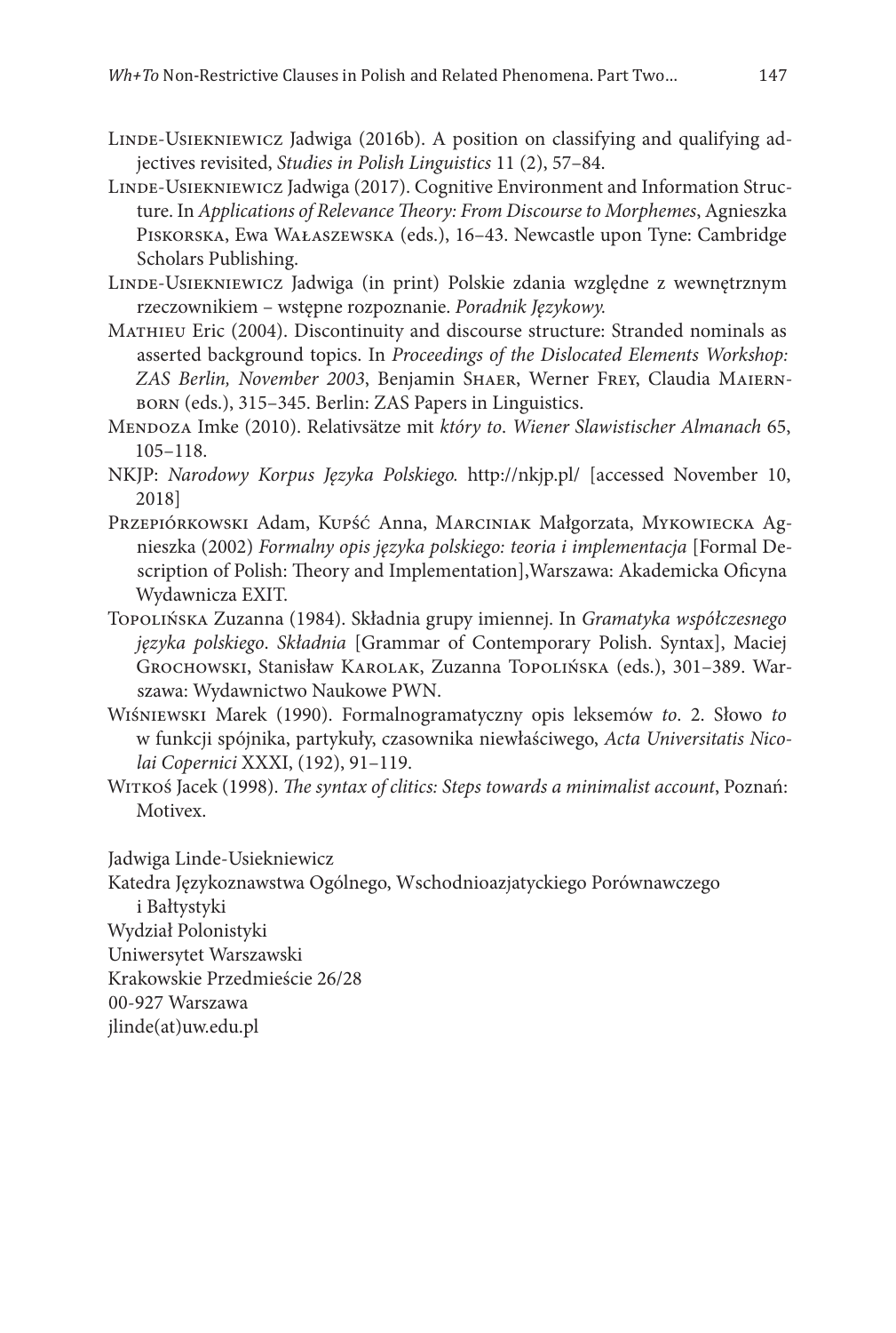Linde-Usiekniewicz Jadwiga (2016b). A position on classifying and qualifying adjectives revisited, *Studies in Polish Linguistics* 11 (2), 57–84.

Linde-Usiekniewicz Jadwiga (2017). Cognitive Environment and Information Structure. In *Applications of Relevance Theory: From Discourse to Morphemes*, Agnieszka Piskorska, Ewa Wałaszewska (eds.), 16–43. Newcastle upon Tyne: Cambridge Scholars Publishing.

Linde-Usiekniewicz Jadwiga (in print) Polskie zdania względne z wewnętrznym rzeczownikiem – wstępne rozpoznanie. *Poradnik Językowy.*

Mathieu Eric (2004). Discontinuity and discourse structure: Stranded nominals as asserted background topics. In *Proceedings of the Dislocated Elements Workshop: ZAS Berlin, November 2003*, Benjamin Shaer, Werner Frey, Claudia Maiernborn (eds.), 315–345. Berlin: ZAS Papers in Linguistics.

Mendoza Imke (2010). Relativsätze mit *który to*. *Wiener Slawistischer Almanach* 65, 105–118.

NKJP: *Narodowy Korpus Języka Polskiego.* http://nkjp.pl/ [accessed November 10, 2018]

Przepiórkowski Adam, Kupść Anna, Marciniak Małgorzata, Mykowiecka Agnieszka (2002) *Formalny opis języka polskiego: teoria i implementacja* [Formal Description of Polish: Theory and Implementation],Warszawa: Akademicka Oficyna Wydawnicza EXIT.

Topolińska Zuzanna (1984). Składnia grupy imiennej. In *Gramatyka współczesnego języka polskiego*. *Składnia* [Grammar of Contemporary Polish. Syntax], Maciej Grochowski, Stanisław Karolak, Zuzanna Topolińska (eds.), 301–389. Warszawa: Wydawnictwo Naukowe PWN.

Wiśniewski Marek (1990). Formalnogramatyczny opis leksemów *to*. 2. Słowo *to* w funkcji spójnika, partykuły, czasownika niewłaściwego, *Acta Universitatis Nicolai Copernici* XXXI, (192), 91–119.

Witkoś Jacek (1998). *The syntax of clitics: Steps towards a minimalist account*, Poznań: Motivex.

Jadwiga Linde-Usiekniewicz
Katedra Językoznawstwa Ogólnego, Wschodnioazjatyckiego Porównawczego i Bałtystyki
Wydział Polonistyki
Uniwersytet Warszawski
Krakowskie Przedmieście 26/28
00-927 Warszawa
jlinde(at)uw.edu.pl